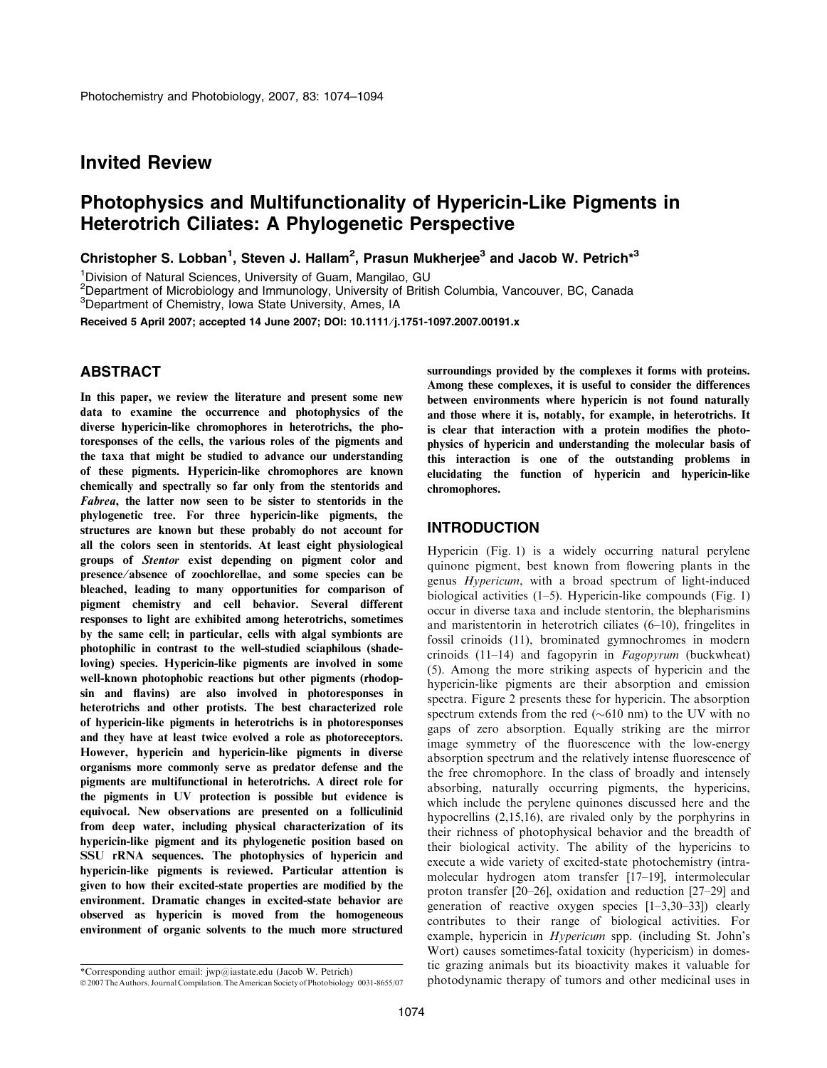# Invited Review

## Photophysics and Multifunctionality of Hypericin-Like Pigments in Heterotrich Ciliates: A Phylogenetic Perspective

**Christopher S. Lobban[1], Steven J. Hallam[2], Prasun Mukherjee[3] and Jacob W. Petrich*[3]**

[1]Division of Natural Sciences, University of Guam, Mangilao, GU

[2]Department of Microbiology and Immunology, University of British Columbia, Vancouver, BC, Canada

[3]Department of Chemistry, Iowa State University, Ames, IA

**Received 5 April 2007; accepted 14 June 2007; DOI: 10.1111/j.1751-1097.2007.00191.x**

## ABSTRACT

**In this paper, we review the literature and present some new data to examine the occurrence and photophysics of the diverse hypericin-like chromophores in heterotrichs, the photoresponses of the cells, the various roles of the pigments and the taxa that might be studied to advance our understanding of these pigments. Hypericin-like chromophores are known chemically and spectrally so far only from the stentorids and *Fabrea*, the latter now seen to be sister to stentorids in the phylogenetic tree. For three hypericin-like pigments, the structures are known but these probably do not account for all the colors seen in stentorids. At least eight physiological groups of *Stentor* exist depending on pigment color and presence/absence of zoochlorellae, and some species can be bleached, leading to many opportunities for comparison of pigment chemistry and cell behavior. Several different responses to light are exhibited among heterotrichs, sometimes by the same cell; in particular, cells with algal symbionts are photophilic in contrast to the well-studied sciaphilous (shade-loving) species. Hypericin-like pigments are involved in some well-known photophobic reactions but other pigments (rhodopsin and flavins) are also involved in photoresponses in heterotrichs and other protists. The best characterized role of hypericin-like pigments in heterotrichs is in photoresponses and they have at least twice evolved a role as photoreceptors. However, hypericin and hypericin-like pigments in diverse organisms more commonly serve as predator defense and the pigments are multifunctional in heterotrichs. A direct role for the pigments in UV protection is possible but evidence is equivocal. New observations are presented on a folliculinid from deep water, including physical characterization of its hypericin-like pigment and its phylogenetic position based on SSU rRNA sequences. The photophysics of hypericin and hypericin-like pigments is reviewed. Particular attention is given to how their excited-state properties are modified by the environment. Dramatic changes in excited-state behavior are observed as hypericin is moved from the homogeneous environment of organic solvents to the much more structured surroundings provided by the complexes it forms with proteins. Among these complexes, it is useful to consider the differences between environments where hypericin is not found naturally and those where it is, notably, for example, in heterotrichs. It is clear that interaction with a protein modifies the photophysics of hypericin and understanding the molecular basis of this interaction is one of the outstanding problems in elucidating the function of hypericin and hypericin-like chromophores.**

## INTRODUCTION

Hypericin (Fig. 1) is a widely occurring natural perylene quinone pigment, best known from flowering plants in the genus *Hypericum*, with a broad spectrum of light-induced biological activities (1–5). Hypericin-like compounds (Fig. 1) occur in diverse taxa and include stentorin, the blepharismins and maristentorin in heterotrich ciliates (6–10), fringelites in fossil crinoids (11), brominated gymnochromes in modern crinoids (11–14) and fagopyrin in *Fagopyrum* (buckwheat) (5). Among the more striking aspects of hypericin and the hypericin-like pigments are their absorption and emission spectra. Figure 2 presents these for hypericin. The absorption spectrum extends from the red (~610 nm) to the UV with no gaps of zero absorption. Equally striking are the mirror image symmetry of the fluorescence with the low-energy absorption spectrum and the relatively intense fluorescence of the free chromophore. In the class of broadly and intensely absorbing, naturally occurring pigments, the hypericins, which include the perylene quinones discussed here and the hypocrellins (2,15,16), are rivaled only by the porphyrins in their richness of photophysical behavior and the breadth of their biological activity. The ability of the hypericins to execute a wide variety of excited-state photochemistry (intramolecular hydrogen atom transfer [17–19], intermolecular proton transfer [20–26], oxidation and reduction [27–29] and generation of reactive oxygen species [1–3,30–33]) clearly contributes to their range of biological activities. For example, hypericin in *Hypericum* spp. (including St. John's Wort) causes sometimes-fatal toxicity (hypericism) in domestic grazing animals but its bioactivity makes it valuable for photodynamic therapy of tumors and other medicinal uses in

*Corresponding author email: jwp@iastate.edu (Jacob W. Petrich)

© 2007 The Authors. Journal Compilation. The American Society of Photobiology 0031-8655/07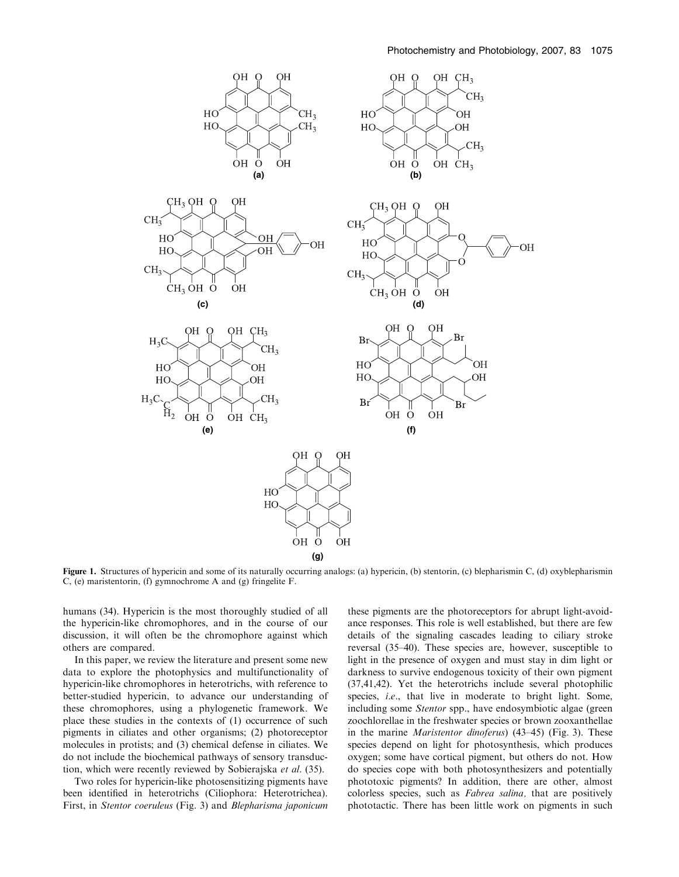Figure 1. Structures of hypericin and some of its naturally occurring analogs: (a) hypericin, (b) stentorin, (c) blepharismin C, (d) oxyblepharismin C, (e) maristentorin, (f) gymnochrome A and (g) fringelite F.

humans (34). Hypericin is the most thoroughly studied of all the hypericin-like chromophores, and in the course of our discussion, it will often be the chromophore against which others are compared.

In this paper, we review the literature and present some new data to explore the photophysics and multifunctionality of hypericin-like chromophores in heterotrichs, with reference to better-studied hypericin, to advance our understanding of these chromophores, using a phylogenetic framework. We place these studies in the contexts of (1) occurrence of such pigments in ciliates and other organisms; (2) photoreceptor molecules in protists; and (3) chemical defense in ciliates. We do not include the biochemical pathways of sensory transduction, which were recently reviewed by Sobierajska *et al.* (35).

Two roles for hypericin-like photosensitizing pigments have been identified in heterotrichs (Ciliophora: Heterotrichea). First, in *Stentor coeruleus* (Fig. 3) and *Blepharisma japonicum* these pigments are the photoreceptors for abrupt light-avoidance responses. This role is well established, but there are few details of the signaling cascades leading to ciliary stroke reversal (35–40). These species are, however, susceptible to light in the presence of oxygen and must stay in dim light or darkness to survive endogenous toxicity of their own pigment (37,41,42). Yet the heterotrichs include several photophilic species, *i.e.*, that live in moderate to bright light. Some, including some *Stentor* spp., have endosymbiotic algae (green zoochlorellae in the freshwater species or brown zooxanthellae in the marine *Maristentor dinoferus*) (43–45) (Fig. 3). These species depend on light for photosynthesis, which produces oxygen; some have cortical pigment, but others do not. How do species cope with both photosynthesizers and potentially phototoxic pigments? In addition, there are other, almost colorless species, such as *Fabrea salina,* that are positively phototactic. There has been little work on pigments in such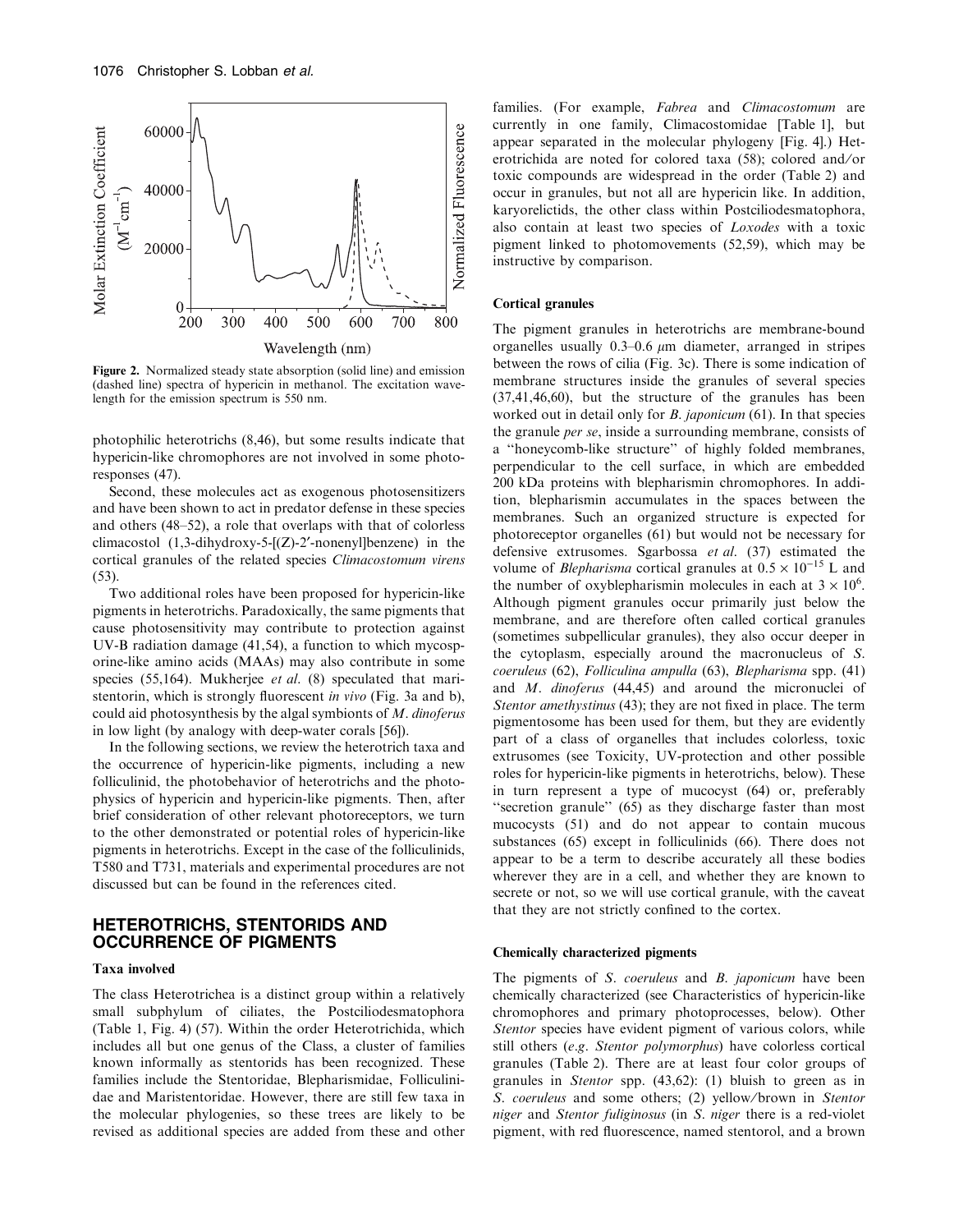Figure 2. Normalized steady state absorption (solid line) and emission (dashed line) spectra of hypericin in methanol. The excitation wavelength for the emission spectrum is 550 nm.

photophilic heterotrichs (8,46), but some results indicate that hypericin-like chromophores are not involved in some photoresponses (47).

Second, these molecules act as exogenous photosensitizers and have been shown to act in predator defense in these species and others (48–52), a role that overlaps with that of colorless climacostol (1,3-dihydroxy-5-[(Z)-2′-nonenyl]benzene) in the cortical granules of the related species *Climacostomum virens* (53).

Two additional roles have been proposed for hypericin-like pigments in heterotrichs. Paradoxically, the same pigments that cause photosensitivity may contribute to protection against UV-B radiation damage (41,54), a function to which mycosporine-like amino acids (MAAs) may also contribute in some species (55,164). Mukherjee *et al*. (8) speculated that maristentorin, which is strongly fluorescent *in vivo* (Fig. 3a and b), could aid photosynthesis by the algal symbionts of *M. dinoferus* in low light (by analogy with deep-water corals [56]).

In the following sections, we review the heterotrich taxa and the occurrence of hypericin-like pigments, including a new folliculinid, the photobehavior of heterotrichs and the photophysics of hypericin and hypericin-like pigments. Then, after brief consideration of other relevant photoreceptors, we turn to the other demonstrated or potential roles of hypericin-like pigments in heterotrichs. Except in the case of the folliculinids, T580 and T731, materials and experimental procedures are not discussed but can be found in the references cited.

## HETEROTRICHS, STENTORIDS AND OCCURRENCE OF PIGMENTS

### Taxa involved

The class Heterotrichea is a distinct group within a relatively small subphylum of ciliates, the Postciliodesmatophora (Table 1, Fig. 4) (57). Within the order Heterotrichida, which includes all but one genus of the Class, a cluster of families known informally as stentorids has been recognized. These families include the Stentoridae, Blepharismidae, Folliculinidae and Maristentoridae. However, there are still few taxa in the molecular phylogenies, so these trees are likely to be revised as additional species are added from these and other families. (For example, *Fabrea* and *Climacostomum* are currently in one family, Climacostomidae [Table 1], but appear separated in the molecular phylogeny [Fig. 4].) Heterotrichida are noted for colored taxa (58); colored and/or toxic compounds are widespread in the order (Table 2) and occur in granules, but not all are hypericin like. In addition, karyorelictids, the other class within Postciliodesmatophora, also contain at least two species of *Loxodes* with a toxic pigment linked to photomovements (52,59), which may be instructive by comparison.

### Cortical granules

The pigment granules in heterotrichs are membrane-bound organelles usually 0.3–0.6 $\mu$m diameter, arranged in stripes between the rows of cilia (Fig. 3c). There is some indication of membrane structures inside the granules of several species (37,41,46,60), but the structure of the granules has been worked out in detail only for *B. japonicum* (61). In that species the granule *per se*, inside a surrounding membrane, consists of a "honeycomb-like structure" of highly folded membranes, perpendicular to the cell surface, in which are embedded 200 kDa proteins with blepharismin chromophores. In addition, blepharismin accumulates in the spaces between the membranes. Such an organized structure is expected for photoreceptor organelles (61) but would not be necessary for defensive extrusomes. Sgarbossa *et al*. (37) estimated the volume of *Blepharisma* cortical granules at $0.5 \times 10^{-15}$ L and the number of oxyblepharismin molecules in each at $3 \times 10^{6}$. Although pigment granules occur primarily just below the membrane, and are therefore often called cortical granules (sometimes subpellicular granules), they also occur deeper in the cytoplasm, especially around the macronucleus of *S. coeruleus* (62), *Folliculina ampulla* (63), *Blepharisma* spp. (41) and *M. dinoferus* (44,45) and around the micronuclei of *Stentor amethystinus* (43); they are not fixed in place. The term pigmentosome has been used for them, but they are evidently part of a class of organelles that includes colorless, toxic extrusomes (see Toxicity, UV-protection and other possible roles for hypericin-like pigments in heterotrichs, below). These in turn represent a type of mucocyst (64) or, preferably "secretion granule" (65) as they discharge faster than most mucocysts (51) and do not appear to contain mucous substances (65) except in folliculinids (66). There does not appear to be a term to describe accurately all these bodies wherever they are in a cell, and whether they are known to secrete or not, so we will use cortical granule, with the caveat that they are not strictly confined to the cortex.

### Chemically characterized pigments

The pigments of *S. coeruleus* and *B. japonicum* have been chemically characterized (see Characteristics of hypericin-like chromophores and primary photoprocesses, below). Other *Stentor* species have evident pigment of various colors, while still others (*e.g*. *Stentor polymorphus*) have colorless cortical granules (Table 2). There are at least four color groups of granules in *Stentor* spp. (43,62): (1) bluish to green as in *S. coeruleus* and some others; (2) yellow/brown in *Stentor niger* and *Stentor fuliginosus* (in *S. niger* there is a red-violet pigment, with red fluorescence, named stentorol, and a brown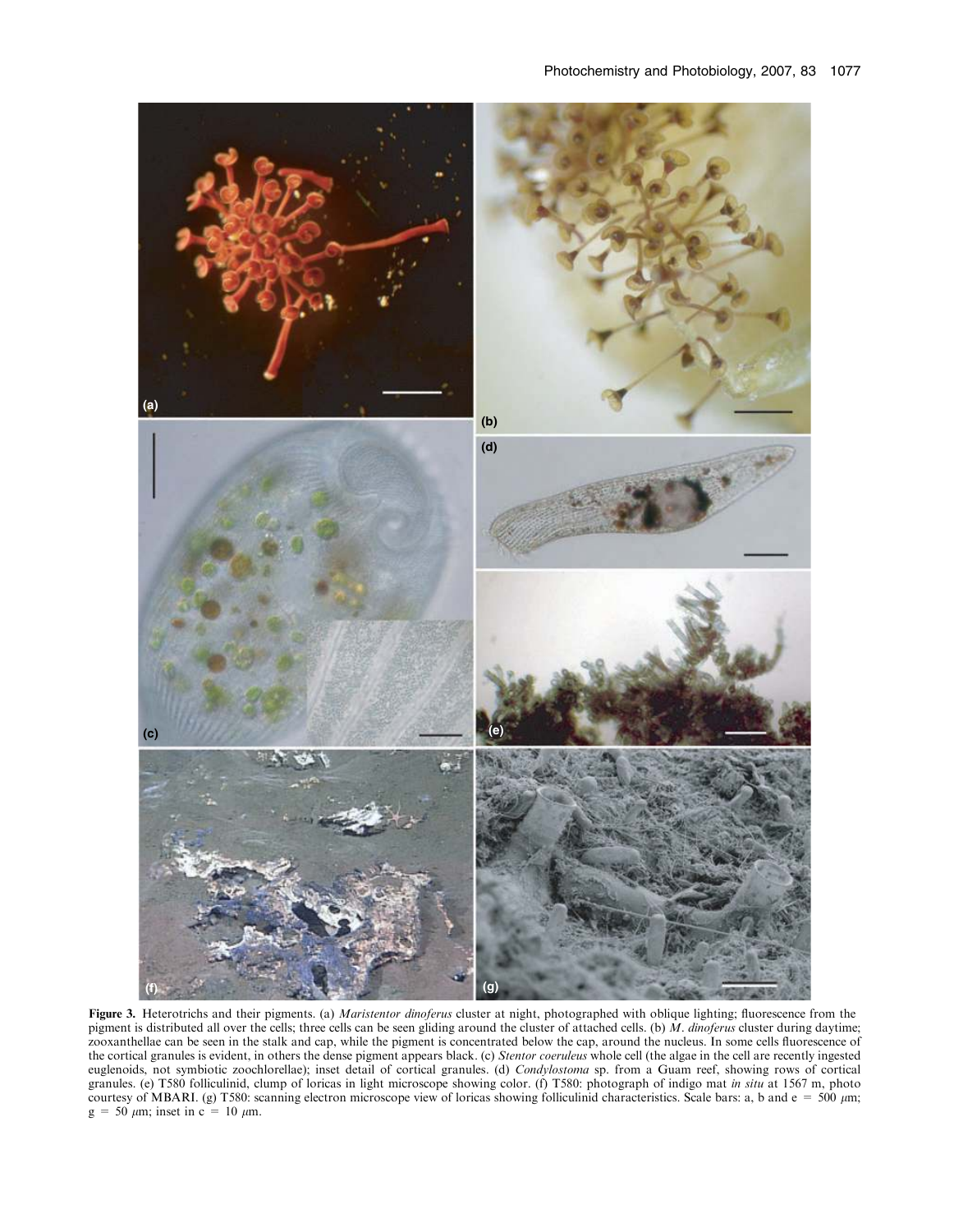**Figure 3.** Heterotrichs and their pigments. (a) *Maristentor dinoferus* cluster at night, photographed with oblique lighting; fluorescence from the pigment is distributed all over the cells; three cells can be seen gliding around the cluster of attached cells. (b) *M. dinoferus* cluster during daytime; zooxanthellae can be seen in the stalk and cap, while the pigment is concentrated below the cap, around the nucleus. In some cells fluorescence of the cortical granules is evident, in others the dense pigment appears black. (c) *Stentor coeruleus* whole cell (the algae in the cell are recently ingested euglenoids, not symbiotic zoochlorellae); inset detail of cortical granules. (d) *Condylostoma* sp. from a Guam reef, showing rows of cortical granules. (e) T580 folliculinid, clump of loricas in light microscope showing color. (f) T580: photograph of indigo mat *in situ* at 1567 m, photo courtesy of MBARI. (g) T580: scanning electron microscope view of loricas showing folliculinid characteristics. Scale bars: a, b and e = 500 $\mu$m; g = 50 $\mu$m; inset in c = 10 $\mu$m.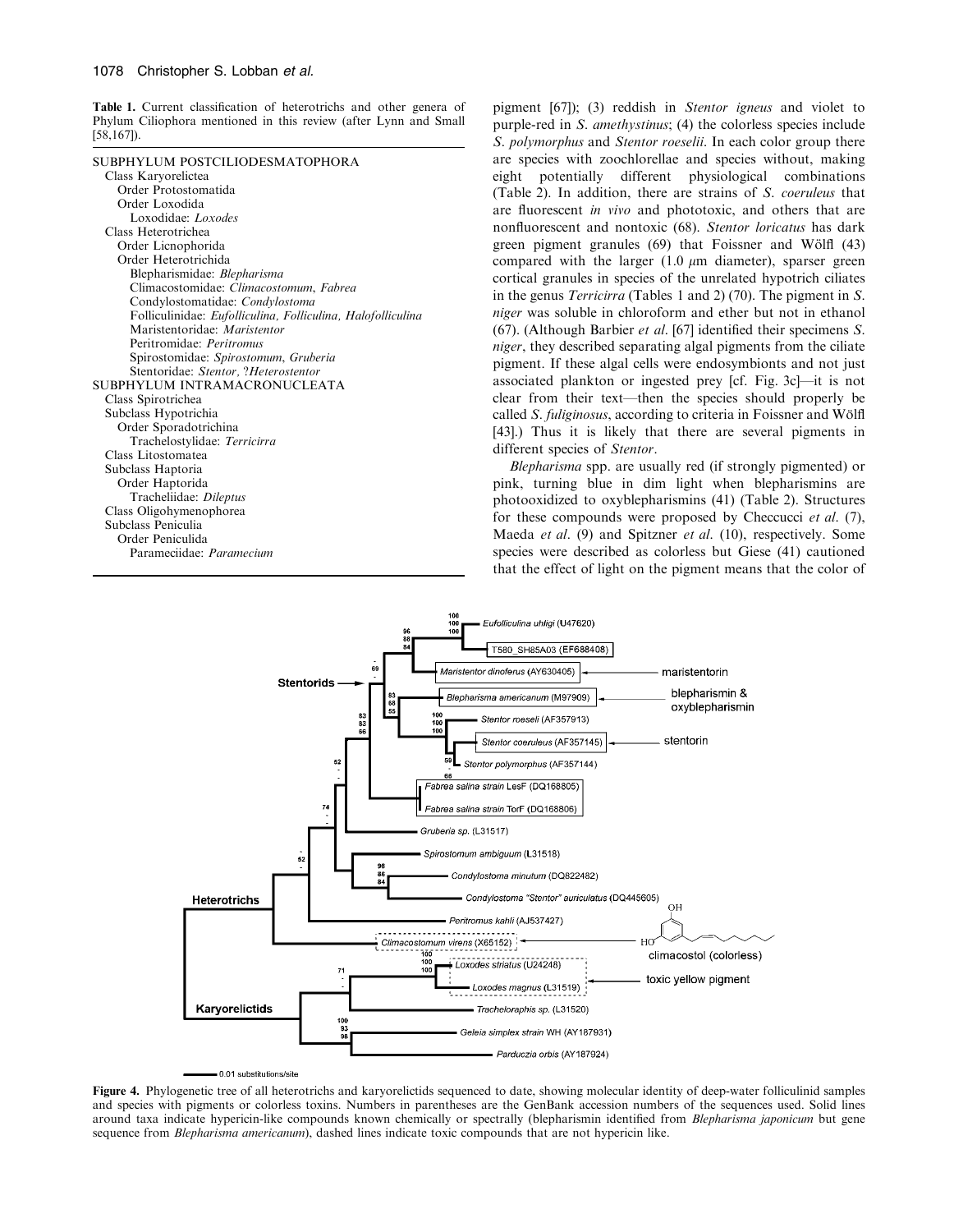**Table 1.** Current classification of heterotrichs and other genera of Phylum Ciliophora mentioned in this review (after Lynn and Small [58,167]).

SUBPHYLUM POSTCILIODESMATOPHORA
- Class Karyorelictea
  - Order Protostomatida
  - Order Loxodida
    - Loxodidae: *Loxodes*
- Class Heterotrichea
  - Order Licnophorida
  - Order Heterotrichida
    - Blepharismidae: *Blepharisma*
    - Climacostomidae: *Climacostomum*, *Fabrea*
    - Condylostomatidae: *Condylostoma*
    - Folliculinidae: *Eufolliculina, Folliculina, Halofolliculina*
    - Maristentoridae: *Maristentor*
    - Peritromidae: *Peritromus*
    - Spirostomidae: *Spirostomum*, *Gruberia*
    - Stentoridae: *Stentor*, ?*Heterostentor*

SUBPHYLUM INTRAMACRONUCLEATA
- Class Spirotrichea
- Subclass Hypotrichia
  - Order Sporadotrichina
    - Trachelostylidae: *Terricirra*
- Class Litostomatea
- Subclass Haptoria
  - Order Haptorida
    - Tracheliidae: *Dileptus*
- Class Oligohymenophorea
- Subclass Peniculia
  - Order Peniculida
    - Parameciidae: *Paramecium*

pigment [67]); (3) reddish in *Stentor igneus* and violet to purple-red in *S. amethystinus*; (4) the colorless species include *S. polymorphus* and *Stentor roeselii*. In each color group there are species with zoochlorellae and species without, making eight potentially different physiological combinations (Table 2). In addition, there are strains of *S. coeruleus* that are fluorescent *in vivo* and phototoxic, and others that are nonfluorescent and nontoxic (68). *Stentor loricatus* has dark green pigment granules (69) that Foissner and Wölfl (43) compared with the larger (1.0 $\mu$m diameter), sparser green cortical granules in species of the unrelated hypotrich ciliates in the genus *Terricirra* (Tables 1 and 2) (70). The pigment in *S. niger* was soluble in chloroform and ether but not in ethanol (67). (Although Barbier *et al.* [67] identified their specimens *S. niger*, they described separating algal pigments from the ciliate pigment. If these algal cells were endosymbionts and not just associated plankton or ingested prey [cf. Fig. 3c]—it is not clear from their text—then the species should properly be called *S. fuliginosus*, according to criteria in Foissner and Wölfl [43].) Thus it is likely that there are several pigments in different species of *Stentor*.

*Blepharisma* spp. are usually red (if strongly pigmented) or pink, turning blue in dim light when blepharismins are photooxidized to oxyblepharismins (41) (Table 2). Structures for these compounds were proposed by Checcucci *et al.* (7), Maeda *et al.* (9) and Spitzner *et al.* (10), respectively. Some species were described as colorless but Giese (41) cautioned that the effect of light on the pigment means that the color of

**Figure 4.** Phylogenetic tree of all heterotrichs and karyorelictids sequenced to date, showing molecular identity of deep-water folliculinid samples and species with pigments or colorless toxins. Numbers in parentheses are the GenBank accession numbers of the sequences used. Solid lines around taxa indicate hypericin-like compounds known chemically or spectrally (blepharismin identified from *Blepharisma japonicum* but gene sequence from *Blepharisma americanum*), dashed lines indicate toxic compounds that are not hypericin like.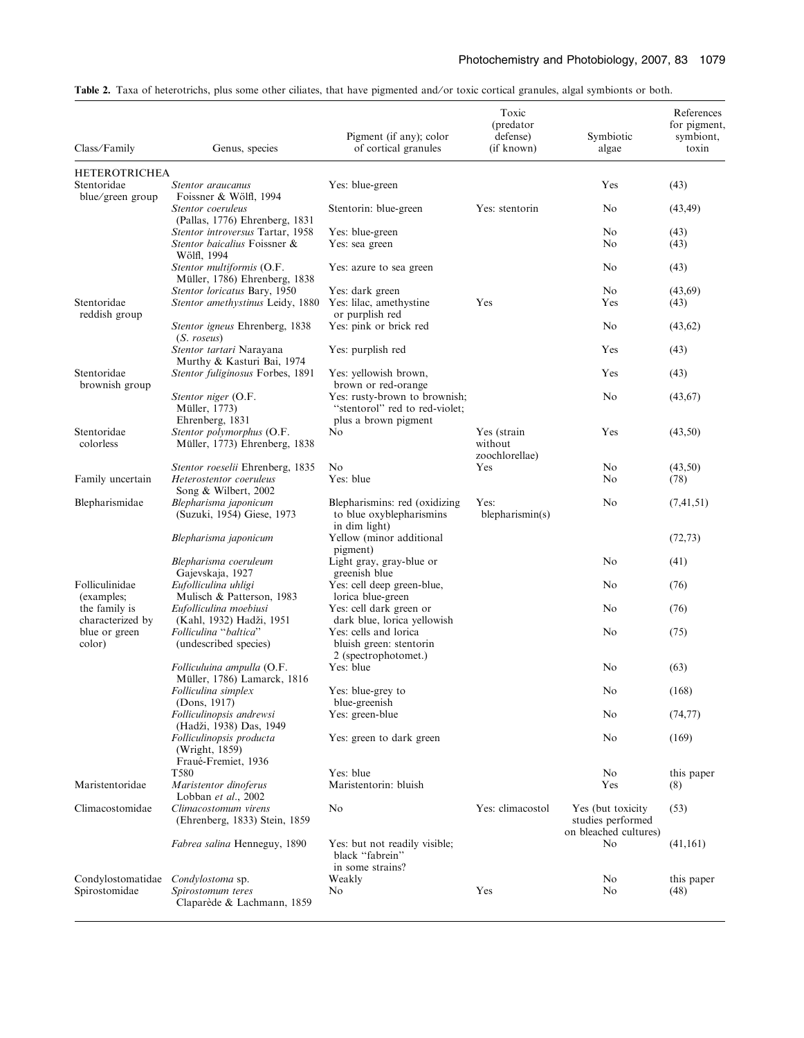**Table 2.** Taxa of heterotrichs, plus some other ciliates, that have pigmented and/or toxic cortical granules, algal symbionts or both.

| Class/Family | Genus, species | Pigment (if any); color of cortical granules | Toxic (predator defense) (if known) | Symbiotic algae | References for pigment, symbiont, toxin |
|---|---|---|---|---|---|
| HETEROTRICHEA | | | | | |
| Stentoridae blue/green group | *Stentor araucanus* Foissner & Wölfl, 1994 | Yes: blue-green | | Yes | (43) |
| | *Stentor coeruleus* (Pallas, 1776) Ehrenberg, 1831 | Stentorin: blue-green | Yes: stentorin | No | (43,49) |
| | *Stentor introversus* Tartar, 1958 | Yes: blue-green | | No | (43) |
| | *Stentor baicalius* Foissner & Wölfl, 1994 | Yes: sea green | | No | (43) |
| | *Stentor multiformis* (O.F. Müller, 1786) Ehrenberg, 1838 | Yes: azure to sea green | | No | (43) |
| | *Stentor loricatus* Bary, 1950 | Yes: dark green | | No | (43,69) |
| Stentoridae reddish group | *Stentor amethystinus* Leidy, 1880 | Yes: lilac, amethystine or purplish red | Yes | Yes | (43) |
| | *Stentor igneus* Ehrenberg, 1838 (*S. roseus*) | Yes: pink or brick red | | No | (43,62) |
| | *Stentor tartari* Narayana Murthy & Kasturi Bai, 1974 | Yes: purplish red | | Yes | (43) |
| Stentoridae brownish group | *Stentor fuliginosus* Forbes, 1891 | Yes: yellowish brown, brown or red-orange | | Yes | (43) |
| | *Stentor niger* (O.F. Müller, 1773) Ehrenberg, 1831 | Yes: rusty-brown to brownish; "stentorol" red to red-violet; plus a brown pigment | | No | (43,67) |
| Stentoridae colorless | *Stentor polymorphus* (O.F. Müller, 1773) Ehrenberg, 1838 | No | Yes (strain without zoochlorellae) | Yes | (43,50) |
| | *Stentor roeselii* Ehrenberg, 1835 | No | Yes | No | (43,50) |
| Family uncertain | *Heterostentor coeruleus* Song & Wilbert, 2002 | Yes: blue | | No | (78) |
| Blepharismidae | *Blepharisma japonicum* (Suzuki, 1954) Giese, 1973 | Blepharismins: red (oxidizing to blue oxyblepharismins in dim light) | Yes: blepharismin(s) | No | (7,41,51) |
| | *Blepharisma japonicum* | Yellow (minor additional pigment) | | | (72,73) |
| | *Blepharisma coeruleum* Gajevskaja, 1927 | Light gray, gray-blue or greenish blue | | No | (41) |
| Folliculinidae (examples; the family is characterized by blue or green color) | *Eufolliculina uhligi* Mulisch & Patterson, 1983 | Yes: cell deep green-blue, lorica blue-green | | No | (76) |
| | *Eufolliculina moebiusi* (Kahl, 1932) Hadži, 1951 | Yes: cell dark green or dark blue, lorica yellowish | | No | (76) |
| | *Folliculina* "*baltica*" (undescribed species) | Yes: cells and lorica bluish green: stentorin 2 (spectrophotomet.) | | No | (75) |
| | *Folliculuina ampulla* (O.F. Müller, 1786) Lamarck, 1816 | Yes: blue | | No | (63) |
| | *Folliculina simplex* (Dons, 1917) | Yes: blue-grey to blue-greenish | | No | (168) |
| | *Folliculinopsis andrewsi* (Hadži, 1938) Das, 1949 | Yes: green-blue | | No | (74,77) |
| | *Folliculinopsis producta* (Wright, 1859) Fraué-Fremiet, 1936 | Yes: green to dark green | | No | (169) |
| | T580 | Yes: blue | | No | this paper |
| Maristentoridae | *Maristentor dinoferus* Lobban *et al.*, 2002 | Maristentorin: bluish | | Yes | (8) |
| Climacostomidae | *Climacostomum virens* (Ehrenberg, 1833) Stein, 1859 | No | Yes: climacostol | Yes (but toxicity studies performed on bleached cultures) | (53) |
| | *Fabrea salina* Henneguy, 1890 | Yes: but not readily visible; black "fabrein" in some strains? | | No | (41,161) |
| Condylostomatidae | *Condylostoma* sp. | Weakly | | No | this paper |
| Spirostomidae | *Spirostomum teres* Claparède & Lachmann, 1859 | No | Yes | No | (48) |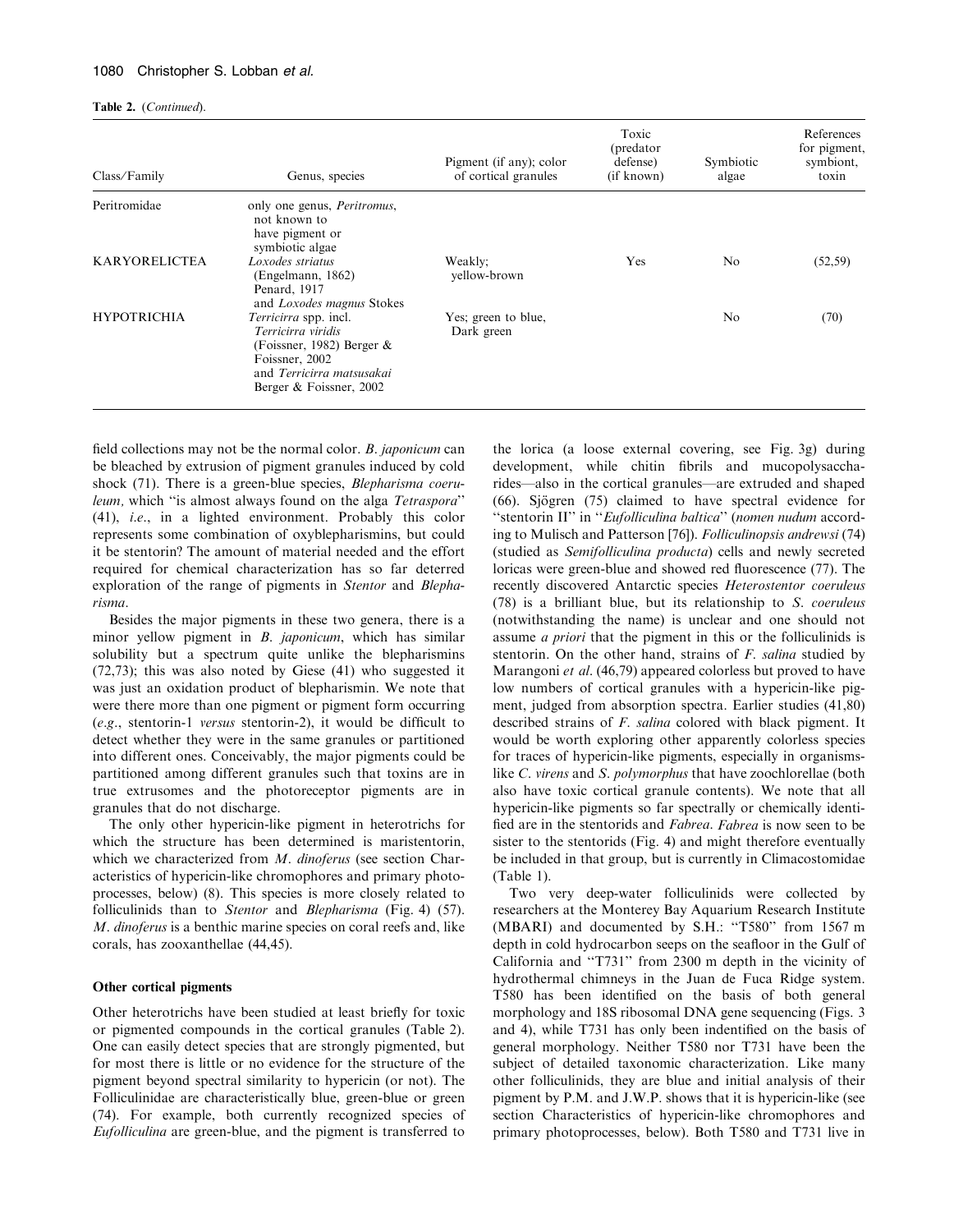**Table 2.** (*Continued*).

| Class/Family | Genus, species | Pigment (if any); color of cortical granules | Toxic (predator defense) (if known) | Symbiotic algae | References for pigment, symbiont, toxin |
|---|---|---|---|---|---|
| Peritromidae | only one genus, *Peritromus*, not known to have pigment or symbiotic algae | | | | |
| KARYORELICTEA | *Loxodes striatus* (Engelmann, 1862) Penard, 1917 and *Loxodes magnus* Stokes | Weakly; yellow-brown | Yes | No | (52,59) |
| HYPOTRICHIA | *Terricirra* spp. incl. *Terricirra viridis* (Foissner, 1982) Berger & Foissner, 2002 and *Terricirra matsusakai* Berger & Foissner, 2002 | Yes; green to blue, Dark green | | No | (70) |

field collections may not be the normal color. *B. japonicum* can be bleached by extrusion of pigment granules induced by cold shock (71). There is a green-blue species, *Blepharisma coeruleum,* which "is almost always found on the alga *Tetraspora*" (41), *i.e*., in a lighted environment. Probably this color represents some combination of oxyblepharismins, but could it be stentorin? The amount of material needed and the effort required for chemical characterization has so far deterred exploration of the range of pigments in *Stentor* and *Blepharisma*.

Besides the major pigments in these two genera, there is a minor yellow pigment in *B. japonicum*, which has similar solubility but a spectrum quite unlike the blepharismins (72,73); this was also noted by Giese (41) who suggested it was just an oxidation product of blepharismin. We note that were there more than one pigment or pigment form occurring (*e.g*., stentorin-1 *versus* stentorin-2), it would be difficult to detect whether they were in the same granules or partitioned into different ones. Conceivably, the major pigments could be partitioned among different granules such that toxins are in true extrusomes and the photoreceptor pigments are in granules that do not discharge.

The only other hypericin-like pigment in heterotrichs for which the structure has been determined is maristentorin, which we characterized from *M. dinoferus* (see section Characteristics of hypericin-like chromophores and primary photoprocesses, below) (8). This species is more closely related to folliculinids than to *Stentor* and *Blepharisma* (Fig. 4) (57). *M. dinoferus* is a benthic marine species on coral reefs and, like corals, has zooxanthellae (44,45).

### Other cortical pigments

Other heterotrichs have been studied at least briefly for toxic or pigmented compounds in the cortical granules (Table 2). One can easily detect species that are strongly pigmented, but for most there is little or no evidence for the structure of the pigment beyond spectral similarity to hypericin (or not). The Folliculinidae are characteristically blue, green-blue or green (74). For example, both currently recognized species of *Eufolliculina* are green-blue, and the pigment is transferred to the lorica (a loose external covering, see Fig. 3g) during development, while chitin fibrils and mucopolysaccharides—also in the cortical granules—are extruded and shaped (66). Sjögren (75) claimed to have spectral evidence for "stentorin II" in "*Eufolliculina baltica*" (*nomen nudum* according to Mulisch and Patterson [76]). *Folliculinopsis andrewsi* (74) (studied as *Semifolliculina producta*) cells and newly secreted loricas were green-blue and showed red fluorescence (77). The recently discovered Antarctic species *Heterostentor coeruleus* (78) is a brilliant blue, but its relationship to *S. coeruleus* (notwithstanding the name) is unclear and one should not assume *a priori* that the pigment in this or the folliculinids is stentorin. On the other hand, strains of *F. salina* studied by Marangoni *et al*. (46,79) appeared colorless but proved to have low numbers of cortical granules with a hypericin-like pigment, judged from absorption spectra. Earlier studies (41,80) described strains of *F. salina* colored with black pigment. It would be worth exploring other apparently colorless species for traces of hypericin-like pigments, especially in organismslike *C. virens* and *S. polymorphus* that have zoochlorellae (both also have toxic cortical granule contents). We note that all hypericin-like pigments so far spectrally or chemically identified are in the stentorids and *Fabrea*. *Fabrea* is now seen to be sister to the stentorids (Fig. 4) and might therefore eventually be included in that group, but is currently in Climacostomidae (Table 1).

Two very deep-water folliculinids were collected by researchers at the Monterey Bay Aquarium Research Institute (MBARI) and documented by S.H.: "T580" from 1567 m depth in cold hydrocarbon seeps on the seafloor in the Gulf of California and "T731" from 2300 m depth in the vicinity of hydrothermal chimneys in the Juan de Fuca Ridge system. T580 has been identified on the basis of both general morphology and 18S ribosomal DNA gene sequencing (Figs. 3 and 4), while T731 has only been indentified on the basis of general morphology. Neither T580 nor T731 have been the subject of detailed taxonomic characterization. Like many other folliculinids, they are blue and initial analysis of their pigment by P.M. and J.W.P. shows that it is hypericin-like (see section Characteristics of hypericin-like chromophores and primary photoprocesses, below). Both T580 and T731 live in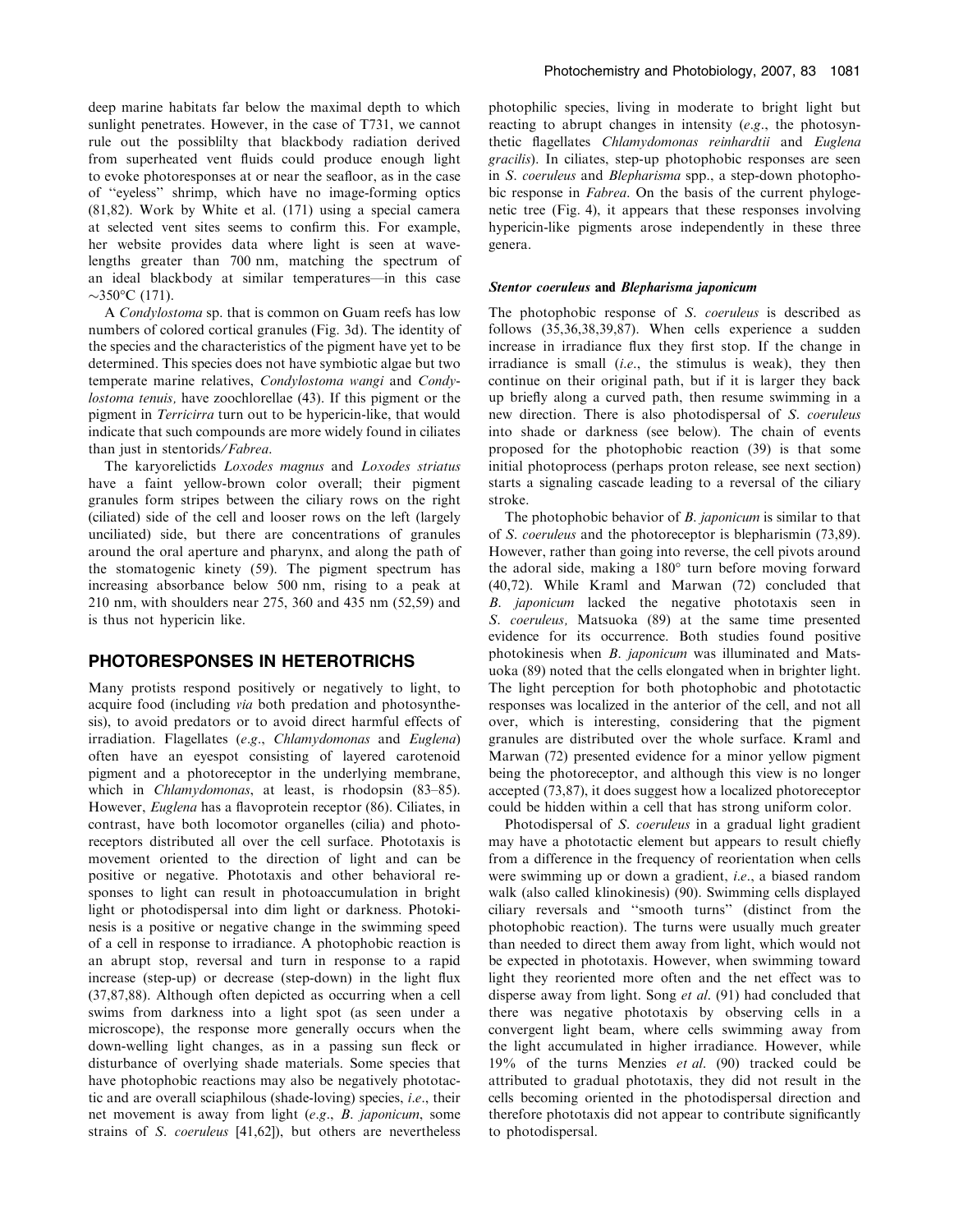deep marine habitats far below the maximal depth to which sunlight penetrates. However, in the case of T731, we cannot rule out the possiblilty that blackbody radiation derived from superheated vent fluids could produce enough light to evoke photoresponses at or near the seafloor, as in the case of "eyeless" shrimp, which have no image-forming optics (81,82). Work by White et al. (171) using a special camera at selected vent sites seems to confirm this. For example, her website provides data where light is seen at wavelengths greater than 700 nm, matching the spectrum of an ideal blackbody at similar temperatures—in this case ~350°C (171).

A *Condylostoma* sp. that is common on Guam reefs has low numbers of colored cortical granules (Fig. 3d). The identity of the species and the characteristics of the pigment have yet to be determined. This species does not have symbiotic algae but two temperate marine relatives, *Condylostoma wangi* and *Condylostoma tenuis,* have zoochlorellae (43). If this pigment or the pigment in *Terricirra* turn out to be hypericin-like, that would indicate that such compounds are more widely found in ciliates than just in stentorids/*Fabrea*.

The karyorelictids *Loxodes magnus* and *Loxodes striatus* have a faint yellow-brown color overall; their pigment granules form stripes between the ciliary rows on the right (ciliated) side of the cell and looser rows on the left (largely unciliated) side, but there are concentrations of granules around the oral aperture and pharynx, and along the path of the stomatogenic kinety (59). The pigment spectrum has increasing absorbance below 500 nm, rising to a peak at 210 nm, with shoulders near 275, 360 and 435 nm (52,59) and is thus not hypericin like.

## PHOTORESPONSES IN HETEROTRICHS

Many protists respond positively or negatively to light, to acquire food (including *via* both predation and photosynthesis), to avoid predators or to avoid direct harmful effects of irradiation. Flagellates (*e.g*., *Chlamydomonas* and *Euglena*) often have an eyespot consisting of layered carotenoid pigment and a photoreceptor in the underlying membrane, which in *Chlamydomonas*, at least, is rhodopsin (83–85). However, *Euglena* has a flavoprotein receptor (86). Ciliates, in contrast, have both locomotor organelles (cilia) and photoreceptors distributed all over the cell surface. Phototaxis is movement oriented to the direction of light and can be positive or negative. Phototaxis and other behavioral responses to light can result in photoaccumulation in bright light or photodispersal into dim light or darkness. Photokinesis is a positive or negative change in the swimming speed of a cell in response to irradiance. A photophobic reaction is an abrupt stop, reversal and turn in response to a rapid increase (step-up) or decrease (step-down) in the light flux (37,87,88). Although often depicted as occurring when a cell swims from darkness into a light spot (as seen under a microscope), the response more generally occurs when the down-welling light changes, as in a passing sun fleck or disturbance of overlying shade materials. Some species that have photophobic reactions may also be negatively phototactic and are overall sciaphilous (shade-loving) species, *i.e*., their net movement is away from light (*e.g*., *B. japonicum*, some strains of *S. coeruleus* [41,62]), but others are nevertheless photophilic species, living in moderate to bright light but reacting to abrupt changes in intensity (*e.g*., the photosynthetic flagellates *Chlamydomonas reinhardtii* and *Euglena gracilis*). In ciliates, step-up photophobic responses are seen in *S. coeruleus* and *Blepharisma* spp., a step-down photophobic response in *Fabrea*. On the basis of the current phylogenetic tree (Fig. 4), it appears that these responses involving hypericin-like pigments arose independently in these three genera.

### *Stentor coeruleus* and *Blepharisma japonicum*

The photophobic response of *S. coeruleus* is described as follows (35,36,38,39,87). When cells experience a sudden increase in irradiance flux they first stop. If the change in irradiance is small (*i.e*., the stimulus is weak), they then continue on their original path, but if it is larger they back up briefly along a curved path, then resume swimming in a new direction. There is also photodispersal of *S. coeruleus* into shade or darkness (see below). The chain of events proposed for the photophobic reaction (39) is that some initial photoprocess (perhaps proton release, see next section) starts a signaling cascade leading to a reversal of the ciliary stroke.

The photophobic behavior of *B. japonicum* is similar to that of *S. coeruleus* and the photoreceptor is blepharismin (73,89). However, rather than going into reverse, the cell pivots around the adoral side, making a 180° turn before moving forward (40,72). While Kraml and Marwan (72) concluded that *B. japonicum* lacked the negative phototaxis seen in *S. coeruleus,* Matsuoka (89) at the same time presented evidence for its occurrence. Both studies found positive photokinesis when *B. japonicum* was illuminated and Matsuoka (89) noted that the cells elongated when in brighter light. The light perception for both photophobic and phototactic responses was localized in the anterior of the cell, and not all over, which is interesting, considering that the pigment granules are distributed over the whole surface. Kraml and Marwan (72) presented evidence for a minor yellow pigment being the photoreceptor, and although this view is no longer accepted (73,87), it does suggest how a localized photoreceptor could be hidden within a cell that has strong uniform color.

Photodispersal of *S. coeruleus* in a gradual light gradient may have a phototactic element but appears to result chiefly from a difference in the frequency of reorientation when cells were swimming up or down a gradient, *i.e*., a biased random walk (also called klinokinesis) (90). Swimming cells displayed ciliary reversals and "smooth turns" (distinct from the photophobic reaction). The turns were usually much greater than needed to direct them away from light, which would not be expected in phototaxis. However, when swimming toward light they reoriented more often and the net effect was to disperse away from light. Song *et al*. (91) had concluded that there was negative phototaxis by observing cells in a convergent light beam, where cells swimming away from the light accumulated in higher irradiance. However, while 19% of the turns Menzies *et al*. (90) tracked could be attributed to gradual phototaxis, they did not result in the cells becoming oriented in the photodispersal direction and therefore phototaxis did not appear to contribute significantly to photodispersal.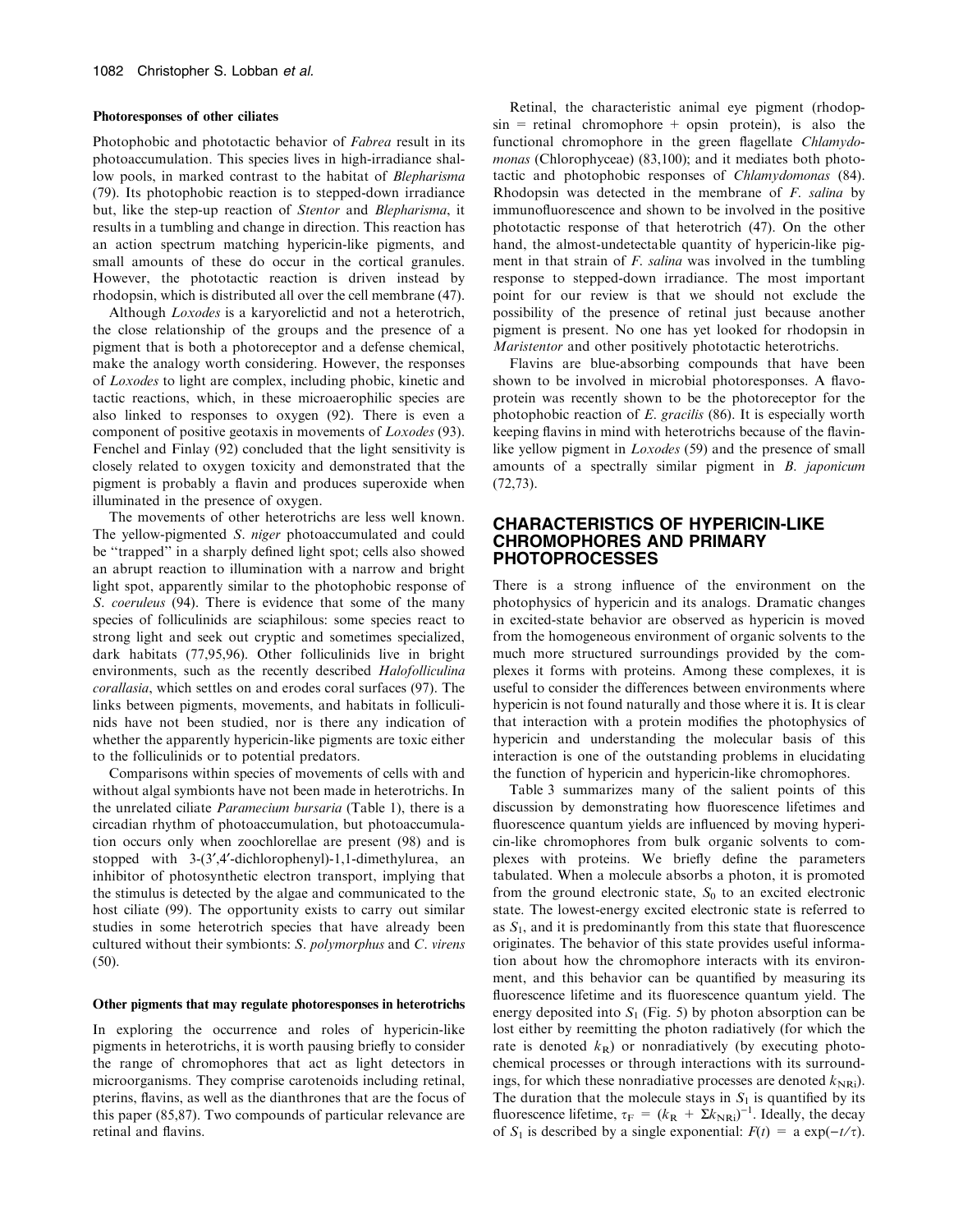#### Photoresponses of other ciliates

Photophobic and phototactic behavior of *Fabrea* result in its photoaccumulation. This species lives in high-irradiance shallow pools, in marked contrast to the habitat of *Blepharisma* (79). Its photophobic reaction is to stepped-down irradiance but, like the step-up reaction of *Stentor* and *Blepharisma*, it results in a tumbling and change in direction. This reaction has an action spectrum matching hypericin-like pigments, and small amounts of these do occur in the cortical granules. However, the phototactic reaction is driven instead by rhodopsin, which is distributed all over the cell membrane (47).

Although *Loxodes* is a karyorelictid and not a heterotrich, the close relationship of the groups and the presence of a pigment that is both a photoreceptor and a defense chemical, make the analogy worth considering. However, the responses of *Loxodes* to light are complex, including phobic, kinetic and tactic reactions, which, in these microaerophilic species are also linked to responses to oxygen (92). There is even a component of positive geotaxis in movements of *Loxodes* (93). Fenchel and Finlay (92) concluded that the light sensitivity is closely related to oxygen toxicity and demonstrated that the pigment is probably a flavin and produces superoxide when illuminated in the presence of oxygen.

The movements of other heterotrichs are less well known. The yellow-pigmented *S. niger* photoaccumulated and could be ''trapped'' in a sharply defined light spot; cells also showed an abrupt reaction to illumination with a narrow and bright light spot, apparently similar to the photophobic response of *S. coeruleus* (94). There is evidence that some of the many species of folliculinids are sciaphilous: some species react to strong light and seek out cryptic and sometimes specialized, dark habitats (77,95,96). Other folliculinids live in bright environments, such as the recently described *Halofolliculina corallasia*, which settles on and erodes coral surfaces (97). The links between pigments, movements, and habitats in folliculinids have not been studied, nor is there any indication of whether the apparently hypericin-like pigments are toxic either to the folliculinids or to potential predators.

Comparisons within species of movements of cells with and without algal symbionts have not been made in heterotrichs. In the unrelated ciliate *Paramecium bursaria* (Table 1), there is a circadian rhythm of photoaccumulation, but photoaccumulation occurs only when zoochlorellae are present (98) and is stopped with 3-(3′,4′-dichlorophenyl)-1,1-dimethylurea, an inhibitor of photosynthetic electron transport, implying that the stimulus is detected by the algae and communicated to the host ciliate (99). The opportunity exists to carry out similar studies in some heterotrich species that have already been cultured without their symbionts: *S. polymorphus* and *C. virens* (50).

#### Other pigments that may regulate photoresponses in heterotrichs

In exploring the occurrence and roles of hypericin-like pigments in heterotrichs, it is worth pausing briefly to consider the range of chromophores that act as light detectors in microorganisms. They comprise carotenoids including retinal, pterins, flavins, as well as the dianthrones that are the focus of this paper (85,87). Two compounds of particular relevance are retinal and flavins.

Retinal, the characteristic animal eye pigment (rhodopsin = retinal chromophore + opsin protein), is also the functional chromophore in the green flagellate *Chlamydomonas* (Chlorophyceae) (83,100); and it mediates both phototactic and photophobic responses of *Chlamydomonas* (84). Rhodopsin was detected in the membrane of *F. salina* by immunofluorescence and shown to be involved in the positive phototactic response of that heterotrich (47). On the other hand, the almost-undetectable quantity of hypericin-like pigment in that strain of *F. salina* was involved in the tumbling response to stepped-down irradiance. The most important point for our review is that we should not exclude the possibility of the presence of retinal just because another pigment is present. No one has yet looked for rhodopsin in *Maristentor* and other positively phototactic heterotrichs.

Flavins are blue-absorbing compounds that have been shown to be involved in microbial photoresponses. A flavoprotein was recently shown to be the photoreceptor for the photophobic reaction of *E. gracilis* (86). It is especially worth keeping flavins in mind with heterotrichs because of the flavin-like yellow pigment in *Loxodes* (59) and the presence of small amounts of a spectrally similar pigment in *B. japonicum* (72,73).

## CHARACTERISTICS OF HYPERICIN-LIKE CHROMOPHORES AND PRIMARY PHOTOPROCESSES

There is a strong influence of the environment on the photophysics of hypericin and its analogs. Dramatic changes in excited-state behavior are observed as hypericin is moved from the homogeneous environment of organic solvents to the much more structured surroundings provided by the complexes it forms with proteins. Among these complexes, it is useful to consider the differences between environments where hypericin is not found naturally and those where it is. It is clear that interaction with a protein modifies the photophysics of hypericin and understanding the molecular basis of this interaction is one of the outstanding problems in elucidating the function of hypericin and hypericin-like chromophores.

Table 3 summarizes many of the salient points of this discussion by demonstrating how fluorescence lifetimes and fluorescence quantum yields are influenced by moving hypericin-like chromophores from bulk organic solvents to complexes with proteins. We briefly define the parameters tabulated. When a molecule absorbs a photon, it is promoted from the ground electronic state, $S_0$ to an excited electronic state. The lowest-energy excited electronic state is referred to as $S_1$, and it is predominantly from this state that fluorescence originates. The behavior of this state provides useful information about how the chromophore interacts with its environment, and this behavior can be quantified by measuring its fluorescence lifetime and its fluorescence quantum yield. The energy deposited into $S_1$ (Fig. 5) by photon absorption can be lost either by reemitting the photon radiatively (for which the rate is denoted $k_R$) or nonradiatively (by executing photochemical processes or through interactions with its surroundings, for which these nonradiative processes are denoted $k_{NRi}$). The duration that the molecule stays in $S_1$ is quantified by its fluorescence lifetime, $\tau_F = (k_R + \Sigma k_{NRi})^{-1}$. Ideally, the decay of $S_1$ is described by a single exponential: $F(t) = a \exp(-t/\tau)$.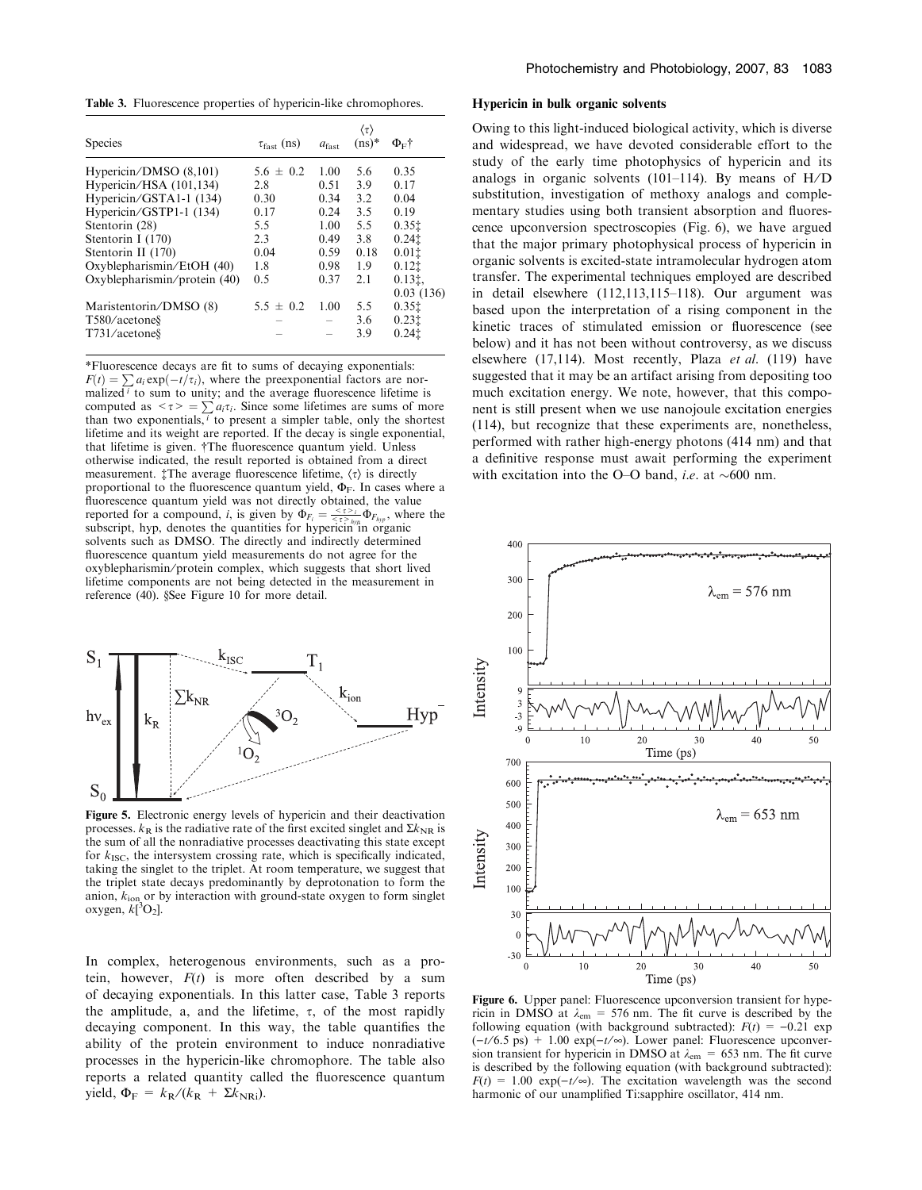**Table 3.** Fluorescence properties of hypericin-like chromophores.

| Species | $\tau_{fast}$ (ns) | $a_{fast}$ | $\langle\tau\rangle$ (ns)* | $\Phi_F$† |
|---|---|---|---|---|
| Hypericin/DMSO (8,101) | 5.6 ± 0.2 | 1.00 | 5.6 | 0.35 |
| Hypericin/HSA (101,134) | 2.8 | 0.51 | 3.9 | 0.17 |
| Hypericin/GSTA1-1 (134) | 0.30 | 0.34 | 3.2 | 0.04 |
| Hypericin/GSTP1-1 (134) | 0.17 | 0.24 | 3.5 | 0.19 |
| Stentorin (28) | 5.5 | 1.00 | 5.5 | 0.35‡ |
| Stentorin I (170) | 2.3 | 0.49 | 3.8 | 0.24‡ |
| Stentorin II (170) | 0.04 | 0.59 | 0.18 | 0.01‡ |
| Oxyblepharismin/EtOH (40) | 1.8 | 0.98 | 1.9 | 0.12‡ |
| Oxyblepharismin/protein (40) | 0.5 | 0.37 | 2.1 | 0.13‡, 0.03 (136) |
| Maristentorin/DMSO (8) | 5.5 ± 0.2 | 1.00 | 5.5 | 0.35‡ |
| T580/acetone§ | – | – | 3.6 | 0.23‡ |
| T731/acetone§ | – | – | 3.9 | 0.24‡ |

*Fluorescence decays are fit to sums of decaying exponentials: $F(t) = \sum a_i \exp(-t/\tau_i)$, where the preexponential factors are normalized $^i$ to sum to unity; and the average fluorescence lifetime is computed as $<\tau> = \sum a_i \tau_i$. Since some lifetimes are sums of more than two exponentials, $^i$ to present a simpler table, only the shortest lifetime and its weight are reported. If the decay is single exponential, that lifetime is given. †The fluorescence quantum yield. Unless otherwise indicated, the result reported is obtained from a direct measurement. ‡The average fluorescence lifetime, $\langle\tau\rangle$ is directly proportional to the fluorescence quantum yield, $\Phi_F$. In cases where a fluorescence quantum yield was not directly obtained, the value reported for a compound, $i$, is given by $\Phi_{F_i} = \frac{<\tau>_i}{<\tau>_{hyp}} \Phi_{F_{hyp}}$, where the subscript, hyp, denotes the quantities for hypericin in organic solvents such as DMSO. The directly and indirectly determined fluorescence quantum yield measurements do not agree for the oxyblepharismin/protein complex, which suggests that short lived lifetime components are not being detected in the measurement in reference (40). §See Figure 10 for more detail.

**Figure 5.** Electronic energy levels of hypericin and their deactivation processes. $k_R$ is the radiative rate of the first excited singlet and $\Sigma k_{NR}$ is the sum of all the nonradiative processes deactivating this state except for $k_{ISC}$, the intersystem crossing rate, which is specifically indicated, taking the singlet to the triplet. At room temperature, we suggest that the triplet state decays predominantly by deprotonation to form the anion, $k_{ion}$ or by interaction with ground-state oxygen to form singlet oxygen, $k[^3O_2]$.

In complex, heterogenous environments, such as a protein, however, $F(t)$ is more often described by a sum of decaying exponentials. In this latter case, Table 3 reports the amplitude, a, and the lifetime, $\tau$, of the most rapidly decaying component. In this way, the table quantifies the ability of the protein environment to induce nonradiative processes in the hypericin-like chromophore. The table also reports a related quantity called the fluorescence quantum yield, $\Phi_F = k_R/(k_R + \Sigma k_{NRi})$.

### Hypericin in bulk organic solvents

Owing to this light-induced biological activity, which is diverse and widespread, we have devoted considerable effort to the study of the early time photophysics of hypericin and its analogs in organic solvents (101–114). By means of H/D substitution, investigation of methoxy analogs and complementary studies using both transient absorption and fluorescence upconversion spectroscopies (Fig. 6), we have argued that the major primary photophysical process of hypericin in organic solvents is excited-state intramolecular hydrogen atom transfer. The experimental techniques employed are described in detail elsewhere (112,113,115–118). Our argument was based upon the interpretation of a rising component in the kinetic traces of stimulated emission or fluorescence (see below) and it has not been without controversy, as we discuss elsewhere (17,114). Most recently, Plaza *et al.* (119) have suggested that it may be an artifact arising from depositing too much excitation energy. We note, however, that this component is still present when we use nanojoule excitation energies (114), but recognize that these experiments are, nonetheless, performed with rather high-energy photons (414 nm) and that a definitive response must await performing the experiment with excitation into the O–O band, *i.e.* at ~600 nm.

**Figure 6.** Upper panel: Fluorescence upconversion transient for hypericin in DMSO at $\lambda_{em}$ = 576 nm. The fit curve is described by the following equation (with background subtracted): $F(t) = -0.21 \exp(-t/6.5 \text{ ps}) + 1.00 \exp(-t/\infty)$. Lower panel: Fluorescence upconversion transient for hypericin in DMSO at $\lambda_{em}$ = 653 nm. The fit curve is described by the following equation (with background subtracted): $F(t) = 1.00 \exp(-t/\infty)$. The excitation wavelength was the second harmonic of our unamplified Ti:sapphire oscillator, 414 nm.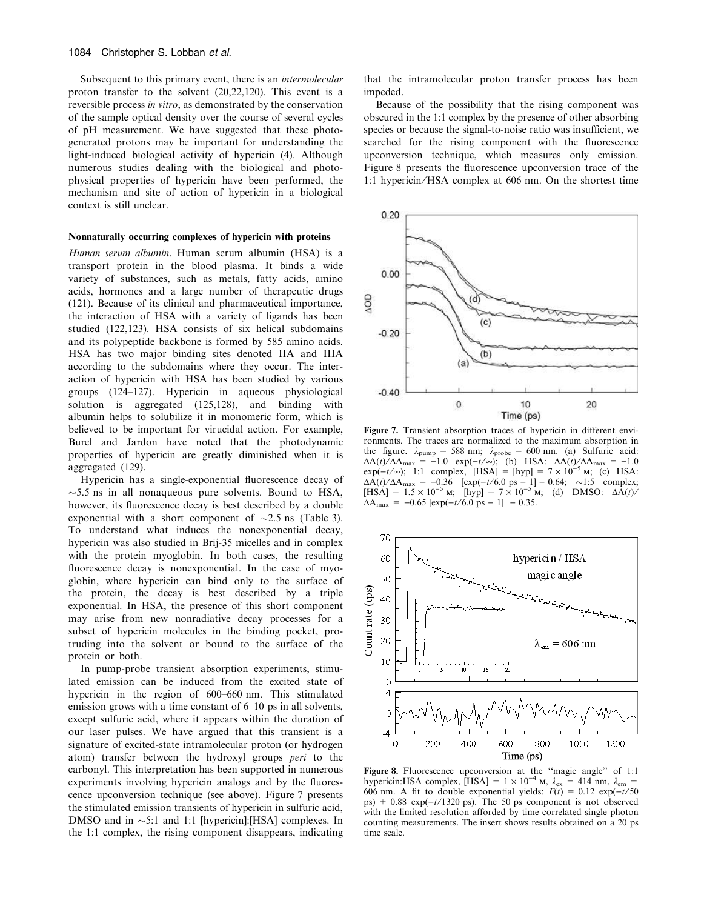Subsequent to this primary event, there is an *intermolecular* proton transfer to the solvent (20,22,120). This event is a reversible process *in vitro*, as demonstrated by the conservation of the sample optical density over the course of several cycles of pH measurement. We have suggested that these photogenerated protons may be important for understanding the light-induced biological activity of hypericin (4). Although numerous studies dealing with the biological and photophysical properties of hypericin have been performed, the mechanism and site of action of hypericin in a biological context is still unclear.

### Nonnaturally occurring complexes of hypericin with proteins

*Human serum albumin.* Human serum albumin (HSA) is a transport protein in the blood plasma. It binds a wide variety of substances, such as metals, fatty acids, amino acids, hormones and a large number of therapeutic drugs (121). Because of its clinical and pharmaceutical importance, the interaction of HSA with a variety of ligands has been studied (122,123). HSA consists of six helical subdomains and its polypeptide backbone is formed by 585 amino acids. HSA has two major binding sites denoted IIA and IIIA according to the subdomains where they occur. The interaction of hypericin with HSA has been studied by various groups (124–127). Hypericin in aqueous physiological solution is aggregated (125,128), and binding with albumin helps to solubilize it in monomeric form, which is believed to be important for virucidal action. For example, Burel and Jardon have noted that the photodynamic properties of hypericin are greatly diminished when it is aggregated (129).

Hypericin has a single-exponential fluorescence decay of ~5.5 ns in all nonaqueous pure solvents. Bound to HSA, however, its fluorescence decay is best described by a double exponential with a short component of ~2.5 ns (Table 3). To understand what induces the nonexponential decay, hypericin was also studied in Brij-35 micelles and in complex with the protein myoglobin. In both cases, the resulting fluorescence decay is nonexponential. In the case of myoglobin, where hypericin can bind only to the surface of the protein, the decay is best described by a triple exponential. In HSA, the presence of this short component may arise from new nonradiative decay processes for a subset of hypericin molecules in the binding pocket, protruding into the solvent or bound to the surface of the protein or both.

In pump-probe transient absorption experiments, stimulated emission can be induced from the excited state of hypericin in the region of 600–660 nm. This stimulated emission grows with a time constant of 6–10 ps in all solvents, except sulfuric acid, where it appears within the duration of our laser pulses. We have argued that this transient is a signature of excited-state intramolecular proton (or hydrogen atom) transfer between the hydroxyl groups *peri* to the carbonyl. This interpretation has been supported in numerous experiments involving hypericin analogs and by the fluorescence upconversion technique (see above). Figure 7 presents the stimulated emission transients of hypericin in sulfuric acid, DMSO and in ~5:1 and 1:1 [hypericin]:[HSA] complexes. In the 1:1 complex, the rising component disappears, indicating that the intramolecular proton transfer process has been impeded.

Because of the possibility that the rising component was obscured in the 1:1 complex by the presence of other absorbing species or because the signal-to-noise ratio was insufficient, we searched for the rising component with the fluorescence upconversion technique, which measures only emission. Figure 8 presents the fluorescence upconversion trace of the 1:1 hypericin/HSA complex at 606 nm. On the shortest time

**Figure 7.** Transient absorption traces of hypericin in different environments. The traces are normalized to the maximum absorption in the figure. $\lambda_{pump}$ = 588 nm; $\lambda_{probe}$ = 600 nm. (a) Sulfuric acid: $\Delta A(t)/\Delta A_{max} = -1.0\ \exp(-t/\infty)$; (b) HSA: $\Delta A(t)/\Delta A_{max} = -1.0\ \exp(-t/\infty)$; 1:1 complex, [HSA] = [hyp] = $7 \times 10^{-5}$ M; (c) HSA: $\Delta A(t)/\Delta A_{max} = -0.36\ [\exp(-t/6.0\ \text{ps} - 1] - 0.64$; ~1:5 complex; [HSA] = $1.5 \times 10^{-5}$ M; [hyp] = $7 \times 10^{-5}$ M; (d) DMSO: $\Delta A(t)/\Delta A_{max} = -0.65\ [\exp(-t/6.0\ \text{ps} - 1] - 0.35$.

**Figure 8.** Fluorescence upconversion at the "magic angle" of 1:1 hypericin:HSA complex, [HSA] = $1 \times 10^{-4}$ M, $\lambda_{ex}$ = 414 nm, $\lambda_{em}$ = 606 nm. A fit to double exponential yields: $F(t) = 0.12\ \exp(-t/50\ \text{ps}) + 0.88\ \exp(-t/1320\ \text{ps})$. The 50 ps component is not observed with the limited resolution afforded by time correlated single photon counting measurements. The insert shows results obtained on a 20 ps time scale.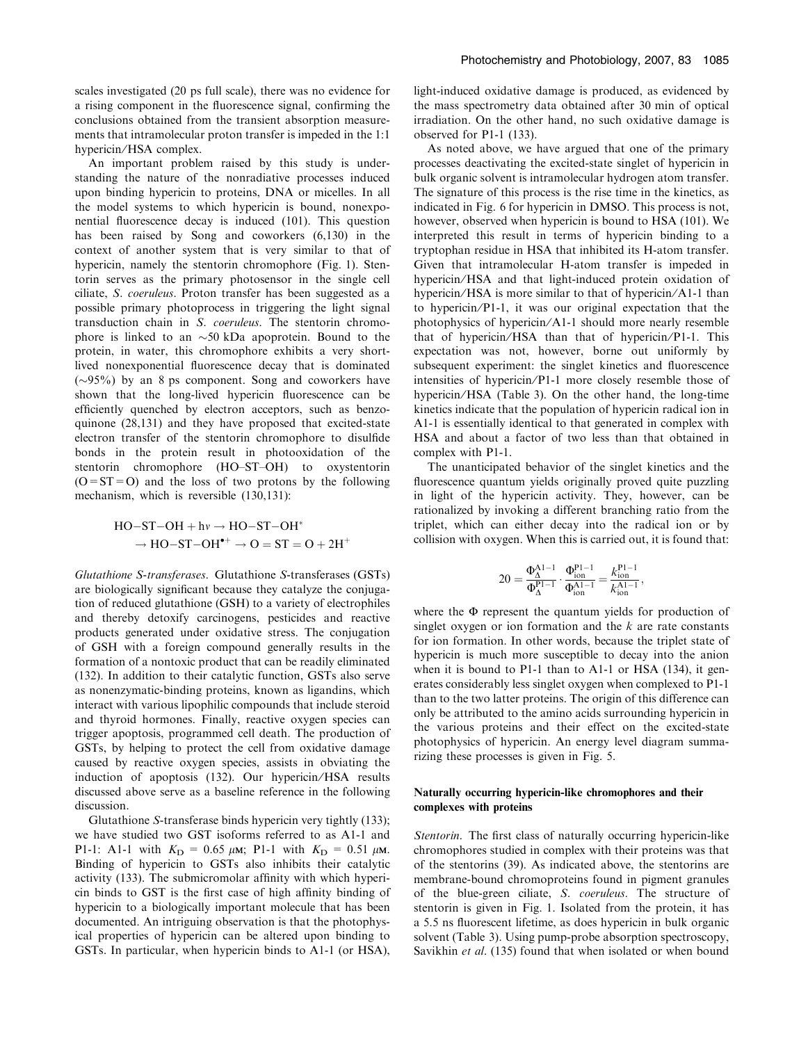scales investigated (20 ps full scale), there was no evidence for a rising component in the fluorescence signal, confirming the conclusions obtained from the transient absorption measurements that intramolecular proton transfer is impeded in the 1:1 hypericin/HSA complex.

An important problem raised by this study is understanding the nature of the nonradiative processes induced upon binding hypericin to proteins, DNA or micelles. In all the model systems to which hypericin is bound, nonexponential fluorescence decay is induced (101). This question has been raised by Song and coworkers (6,130) in the context of another system that is very similar to that of hypericin, namely the stentorin chromophore (Fig. 1). Stentorin serves as the primary photosensor in the single cell ciliate, *S. coeruleus*. Proton transfer has been suggested as a possible primary photoprocess in triggering the light signal transduction chain in *S. coeruleus*. The stentorin chromophore is linked to an ~50 kDa apoprotein. Bound to the protein, in water, this chromophore exhibits a very short-lived nonexponential fluorescence decay that is dominated (~95%) by an 8 ps component. Song and coworkers have shown that the long-lived hypericin fluorescence can be efficiently quenched by electron acceptors, such as benzoquinone (28,131) and they have proposed that excited-state electron transfer of the stentorin chromophore to disulfide bonds in the protein result in photooxidation of the stentorin chromophore (HO–ST–OH) to oxystentorin (O=ST=O) and the loss of two protons by the following mechanism, which is reversible (130,131):

$$\mathrm{HO{-}ST{-}OH} + h\nu \rightarrow \mathrm{HO{-}ST{-}OH}^{*} \rightarrow \mathrm{HO{-}ST{-}OH}^{\bullet +} \rightarrow \mathrm{O{=}ST{=}O} + 2\mathrm{H}^{+}$$

*Glutathione S-transferases*. Glutathione *S*-transferases (GSTs) are biologically significant because they catalyze the conjugation of reduced glutathione (GSH) to a variety of electrophiles and thereby detoxify carcinogens, pesticides and reactive products generated under oxidative stress. The conjugation of GSH with a foreign compound generally results in the formation of a nontoxic product that can be readily eliminated (132). In addition to their catalytic function, GSTs also serve as nonenzymatic-binding proteins, known as ligandins, which interact with various lipophilic compounds that include steroid and thyroid hormones. Finally, reactive oxygen species can trigger apoptosis, programmed cell death. The production of GSTs, by helping to protect the cell from oxidative damage caused by reactive oxygen species, assists in obviating the induction of apoptosis (132). Our hypericin/HSA results discussed above serve as a baseline reference in the following discussion.

Glutathione *S*-transferase binds hypericin very tightly (133); we have studied two GST isoforms referred to as A1-1 and P1-1: A1-1 with $K_D$ = 0.65 $\mu$M; P1-1 with $K_D$ = 0.51 $\mu$M. Binding of hypericin to GSTs also inhibits their catalytic activity (133). The submicromolar affinity with which hypericin binds to GST is the first case of high affinity binding of hypericin to a biologically important molecule that has been documented. An intriguing observation is that the photophysical properties of hypericin can be altered upon binding to GSTs. In particular, when hypericin binds to A1-1 (or HSA), light-induced oxidative damage is produced, as evidenced by the mass spectrometry data obtained after 30 min of optical irradiation. On the other hand, no such oxidative damage is observed for P1-1 (133).

As noted above, we have argued that one of the primary processes deactivating the excited-state singlet of hypericin in bulk organic solvent is intramolecular hydrogen atom transfer. The signature of this process is the rise time in the kinetics, as indicated in Fig. 6 for hypericin in DMSO. This process is not, however, observed when hypericin is bound to HSA (101). We interpreted this result in terms of hypericin binding to a tryptophan residue in HSA that inhibited its H-atom transfer. Given that intramolecular H-atom transfer is impeded in hypericin/HSA and that light-induced protein oxidation of hypericin/HSA is more similar to that of hypericin/A1-1 than to hypericin/P1-1, it was our original expectation that the photophysics of hypericin/A1-1 should more nearly resemble that of hypericin/HSA than that of hypericin/P1-1. This expectation was not, however, borne out uniformly by subsequent experiment: the singlet kinetics and fluorescence intensities of hypericin/P1-1 more closely resemble those of hypericin/HSA (Table 3). On the other hand, the long-time kinetics indicate that the population of hypericin radical ion in A1-1 is essentially identical to that generated in complex with HSA and about a factor of two less than that obtained in complex with P1-1.

The unanticipated behavior of the singlet kinetics and the fluorescence quantum yields originally proved quite puzzling in light of the hypericin activity. They, however, can be rationalized by invoking a different branching ratio from the triplet, which can either decay into the radical ion or by collision with oxygen. When this is carried out, it is found that:

$$20 = \frac{\Phi_{\Delta}^{\mathrm{A1-1}}}{\Phi_{\Delta}^{\mathrm{P1-1}}} \cdot \frac{\Phi_{\mathrm{ion}}^{\mathrm{P1-1}}}{\Phi_{\mathrm{ion}}^{\mathrm{A1-1}}} = \frac{k_{\mathrm{ion}}^{\mathrm{P1-1}}}{k_{\mathrm{ion}}^{\mathrm{A1-1}}},$$

where the $\Phi$ represent the quantum yields for production of singlet oxygen or ion formation and the $k$ are rate constants for ion formation. In other words, because the triplet state of hypericin is much more susceptible to decay into the anion when it is bound to P1-1 than to A1-1 or HSA (134), it generates considerably less singlet oxygen when complexed to P1-1 than to the two latter proteins. The origin of this difference can only be attributed to the amino acids surrounding hypericin in the various proteins and their effect on the excited-state photophysics of hypericin. An energy level diagram summarizing these processes is given in Fig. 5.

### Naturally occurring hypericin-like chromophores and their complexes with proteins

*Stentorin*. The first class of naturally occurring hypericin-like chromophores studied in complex with their proteins was that of the stentorins (39). As indicated above, the stentorins are membrane-bound chromoproteins found in pigment granules of the blue-green ciliate, *S. coeruleus*. The structure of stentorin is given in Fig. 1. Isolated from the protein, it has a 5.5 ns fluorescent lifetime, as does hypericin in bulk organic solvent (Table 3). Using pump-probe absorption spectroscopy, Savikhin *et al.* (135) found that when isolated or when bound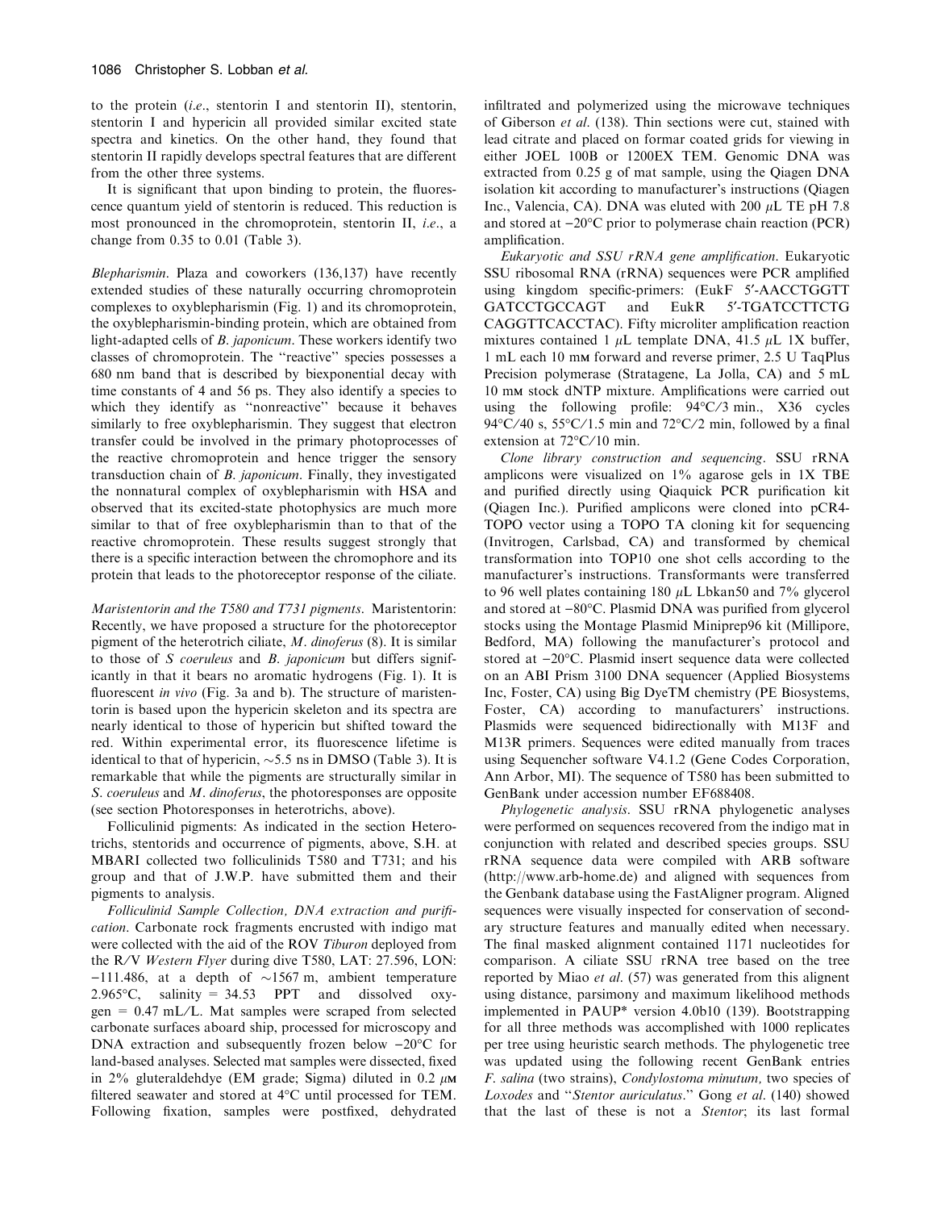to the protein (*i.e*., stentorin I and stentorin II), stentorin, stentorin I and hypericin all provided similar excited state spectra and kinetics. On the other hand, they found that stentorin II rapidly develops spectral features that are different from the other three systems.

It is significant that upon binding to protein, the fluorescence quantum yield of stentorin is reduced. This reduction is most pronounced in the chromoprotein, stentorin II, *i.e*., a change from 0.35 to 0.01 (Table 3).

*Blepharismin*. Plaza and coworkers (136,137) have recently extended studies of these naturally occurring chromoprotein complexes to oxyblepharismin (Fig. 1) and its chromoprotein, the oxyblepharismin-binding protein, which are obtained from light-adapted cells of *B. japonicum*. These workers identify two classes of chromoprotein. The "reactive" species possesses a 680 nm band that is described by biexponential decay with time constants of 4 and 56 ps. They also identify a species to which they identify as "nonreactive" because it behaves similarly to free oxyblepharismin. They suggest that electron transfer could be involved in the primary photoprocesses of the reactive chromoprotein and hence trigger the sensory transduction chain of *B. japonicum*. Finally, they investigated the nonnatural complex of oxyblepharismin with HSA and observed that its excited-state photophysics are much more similar to that of free oxyblepharismin than to that of the reactive chromoprotein. These results suggest strongly that there is a specific interaction between the chromophore and its protein that leads to the photoreceptor response of the ciliate.

*Maristentorin and the T580 and T731 pigments*. Maristentorin: Recently, we have proposed a structure for the photoreceptor pigment of the heterotrich ciliate, *M. dinoferus* (8). It is similar to those of *S coeruleus* and *B. japonicum* but differs significantly in that it bears no aromatic hydrogens (Fig. 1). It is fluorescent *in vivo* (Fig. 3a and b). The structure of maristentorin is based upon the hypericin skeleton and its spectra are nearly identical to those of hypericin but shifted toward the red. Within experimental error, its fluorescence lifetime is identical to that of hypericin, ~5.5 ns in DMSO (Table 3). It is remarkable that while the pigments are structurally similar in *S. coeruleus* and *M. dinoferus*, the photoresponses are opposite (see section Photoresponses in heterotrichs, above).

Folliculinid pigments: As indicated in the section Heterotrichs, stentorids and occurrence of pigments, above, S.H. at MBARI collected two folliculinids T580 and T731; and his group and that of J.W.P. have submitted them and their pigments to analysis.

*Folliculinid Sample Collection, DNA extraction and purification*. Carbonate rock fragments encrusted with indigo mat were collected with the aid of the ROV *Tiburon* deployed from the R/V *Western Flyer* during dive T580, LAT: 27.596, LON: −111.486, at a depth of ~1567 m, ambient temperature 2.965°C, salinity = 34.53 PPT and dissolved oxygen = 0.47 mL/L. Mat samples were scraped from selected carbonate surfaces aboard ship, processed for microscopy and DNA extraction and subsequently frozen below −20°C for land-based analyses. Selected mat samples were dissected, fixed in 2% gluteraldehdye (EM grade; Sigma) diluted in 0.2 $\mu$M filtered seawater and stored at 4°C until processed for TEM. Following fixation, samples were postfixed, dehydrated infiltrated and polymerized using the microwave techniques of Giberson *et al*. (138). Thin sections were cut, stained with lead citrate and placed on formar coated grids for viewing in either JOEL 100B or 1200EX TEM. Genomic DNA was extracted from 0.25 g of mat sample, using the Qiagen DNA isolation kit according to manufacturer's instructions (Qiagen Inc., Valencia, CA). DNA was eluted with 200 $\mu$L TE pH 7.8 and stored at −20°C prior to polymerase chain reaction (PCR) amplification.

*Eukaryotic and SSU rRNA gene amplification*. Eukaryotic SSU ribosomal RNA (rRNA) sequences were PCR amplified using kingdom specific-primers: (EukF 5′-AACCTGGTT GATCCTGCCAGT and EukR 5′-TGATCCTTCTG CAGGTTCACCTAC). Fifty microliter amplification reaction mixtures contained 1 $\mu$L template DNA, 41.5 $\mu$L 1X buffer, 1 mL each 10 mM forward and reverse primer, 2.5 U TaqPlus Precision polymerase (Stratagene, La Jolla, CA) and 5 mL 10 mM stock dNTP mixture. Amplifications were carried out using the following profile: 94°C/3 min., X36 cycles 94°C/40 s, 55°C/1.5 min and 72°C/2 min, followed by a final extension at 72°C/10 min.

*Clone library construction and sequencing*. SSU rRNA amplicons were visualized on 1% agarose gels in 1X TBE and purified directly using Qiaquick PCR purification kit (Qiagen Inc.). Purified amplicons were cloned into pCR4-TOPO vector using a TOPO TA cloning kit for sequencing (Invitrogen, Carlsbad, CA) and transformed by chemical transformation into TOP10 one shot cells according to the manufacturer's instructions. Transformants were transferred to 96 well plates containing 180 $\mu$L Lbkan50 and 7% glycerol and stored at −80°C. Plasmid DNA was purified from glycerol stocks using the Montage Plasmid Miniprep96 kit (Millipore, Bedford, MA) following the manufacturer's protocol and stored at −20°C. Plasmid insert sequence data were collected on an ABI Prism 3100 DNA sequencer (Applied Biosystems Inc, Foster, CA) using Big DyeTM chemistry (PE Biosystems, Foster, CA) according to manufacturers' instructions. Plasmids were sequenced bidirectionally with M13F and M13R primers. Sequences were edited manually from traces using Sequencher software V4.1.2 (Gene Codes Corporation, Ann Arbor, MI). The sequence of T580 has been submitted to GenBank under accession number EF688408.

*Phylogenetic analysis*. SSU rRNA phylogenetic analyses were performed on sequences recovered from the indigo mat in conjunction with related and described species groups. SSU rRNA sequence data were compiled with ARB software (http://www.arb-home.de) and aligned with sequences from the Genbank database using the FastAligner program. Aligned sequences were visually inspected for conservation of secondary structure features and manually edited when necessary. The final masked alignment contained 1171 nucleotides for comparison. A ciliate SSU rRNA tree based on the tree reported by Miao *et al*. (57) was generated from this alignent using distance, parsimony and maximum likelihood methods implemented in PAUP* version 4.0b10 (139). Bootstrapping for all three methods was accomplished with 1000 replicates per tree using heuristic search methods. The phylogenetic tree was updated using the following recent GenBank entries *F. salina* (two strains), *Condylostoma minutum,* two species of *Loxodes* and "*Stentor auriculatus*." Gong *et al*. (140) showed that the last of these is not a *Stentor*; its last formal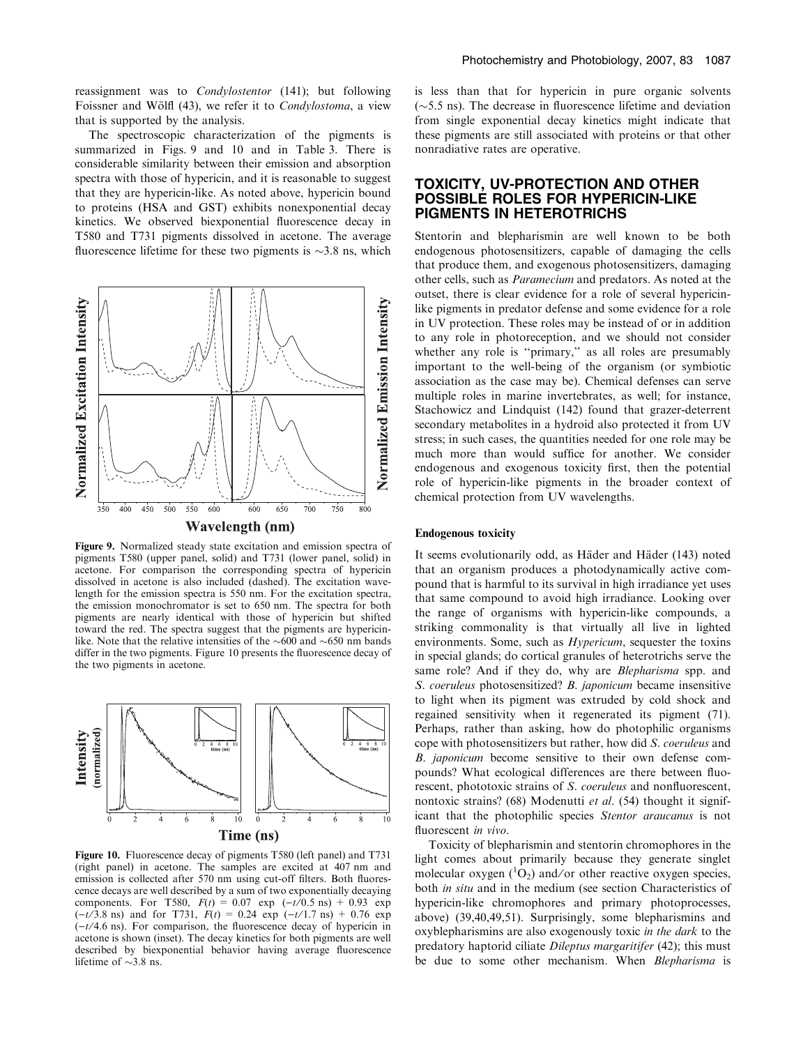reassignment was to *Condylostentor* (141); but following Foissner and Wölfl (43), we refer it to *Condylostoma*, a view that is supported by the analysis.

The spectroscopic characterization of the pigments is summarized in Figs. 9 and 10 and in Table 3. There is considerable similarity between their emission and absorption spectra with those of hypericin, and it is reasonable to suggest that they are hypericin-like. As noted above, hypericin bound to proteins (HSA and GST) exhibits nonexponential decay kinetics. We observed biexponential fluorescence decay in T580 and T731 pigments dissolved in acetone. The average fluorescence lifetime for these two pigments is ~3.8 ns, which is less than that for hypericin in pure organic solvents (~5.5 ns). The decrease in fluorescence lifetime and deviation from single exponential decay kinetics might indicate that these pigments are still associated with proteins or that other nonradiative rates are operative.

Normalized Excitation Intensity

Normalized Emission Intensity

350 400 450 500 550 600 600 650 700 750 800

Wavelength (nm)

**Figure 9.** Normalized steady state excitation and emission spectra of pigments T580 (upper panel, solid) and T731 (lower panel, solid) in acetone. For comparison the corresponding spectra of hypericin dissolved in acetone is also included (dashed). The excitation wavelength for the emission spectra is 550 nm. For the excitation spectra, the emission monochromator is set to 650 nm. The spectra for both pigments are nearly identical with those of hypericin but shifted toward the red. The spectra suggest that the pigments are hypericin-like. Note that the relative intensities of the ~600 and ~650 nm bands differ in the two pigments. Figure 10 presents the fluorescence decay of the two pigments in acetone.

Intensity (normalized)

0 2 4 6 8 10 0 2 4 6 8 10

time (ns)

Time (ns)

**Figure 10.** Fluorescence decay of pigments T580 (left panel) and T731 (right panel) in acetone. The samples are excited at 407 nm and emission is collected after 570 nm using cut-off filters. Both fluorescence decays are well described by a sum of two exponentially decaying components. For T580, $F(t) = 0.07 \exp(-t/0.5 \text{ ns}) + 0.93 \exp(-t/3.8 \text{ ns})$ and for T731, $F(t) = 0.24 \exp(-t/1.7 \text{ ns}) + 0.76 \exp(-t/4.6 \text{ ns})$. For comparison, the fluorescence decay of hypericin in acetone is shown (inset). The decay kinetics for both pigments are well described by biexponential behavior having average fluorescence lifetime of ~3.8 ns.

## TOXICITY, UV-PROTECTION AND OTHER POSSIBLE ROLES FOR HYPERICIN-LIKE PIGMENTS IN HETEROTRICHS

Stentorin and blepharismin are well known to be both endogenous photosensitizers, capable of damaging the cells that produce them, and exogenous photosensitizers, damaging other cells, such as *Paramecium* and predators. As noted at the outset, there is clear evidence for a role of several hypericin-like pigments in predator defense and some evidence for a role in UV protection. These roles may be instead of or in addition to any role in photoreception, and we should not consider whether any role is "primary," as all roles are presumably important to the well-being of the organism (or symbiotic association as the case may be). Chemical defenses can serve multiple roles in marine invertebrates, as well; for instance, Stachowicz and Lindquist (142) found that grazer-deterrent secondary metabolites in a hydroid also protected it from UV stress; in such cases, the quantities needed for one role may be much more than would suffice for another. We consider endogenous and exogenous toxicity first, then the potential role of hypericin-like pigments in the broader context of chemical protection from UV wavelengths.

### Endogenous toxicity

It seems evolutionarily odd, as Häder and Häder (143) noted that an organism produces a photodynamically active compound that is harmful to its survival in high irradiance yet uses that same compound to avoid high irradiance. Looking over the range of organisms with hypericin-like compounds, a striking commonality is that virtually all live in lighted environments. Some, such as *Hypericum*, sequester the toxins in special glands; do cortical granules of heterotrichs serve the same role? And if they do, why are *Blepharisma* spp. and *S. coeruleus* photosensitized? *B. japonicum* became insensitive to light when its pigment was extruded by cold shock and regained sensitivity when it regenerated its pigment (71). Perhaps, rather than asking, how do photophilic organisms cope with photosensitizers but rather, how did *S. coeruleus* and *B. japonicum* become sensitive to their own defense compounds? What ecological differences are there between fluorescent, phototoxic strains of *S. coeruleus* and nonfluorescent, nontoxic strains? (68) Modenutti *et al.* (54) thought it significant that the photophilic species *Stentor araucanus* is not fluorescent *in vivo*.

Toxicity of blepharismin and stentorin chromophores in the light comes about primarily because they generate singlet molecular oxygen ($^1O_2$) and/or other reactive oxygen species, both *in situ* and in the medium (see section Characteristics of hypericin-like chromophores and primary photoprocesses, above) (39,40,49,51). Surprisingly, some blepharismins and oxyblepharismins are also exogenously toxic *in the dark* to the predatory haptorid ciliate *Dileptus margaritifer* (42); this must be due to some other mechanism. When *Blepharisma* is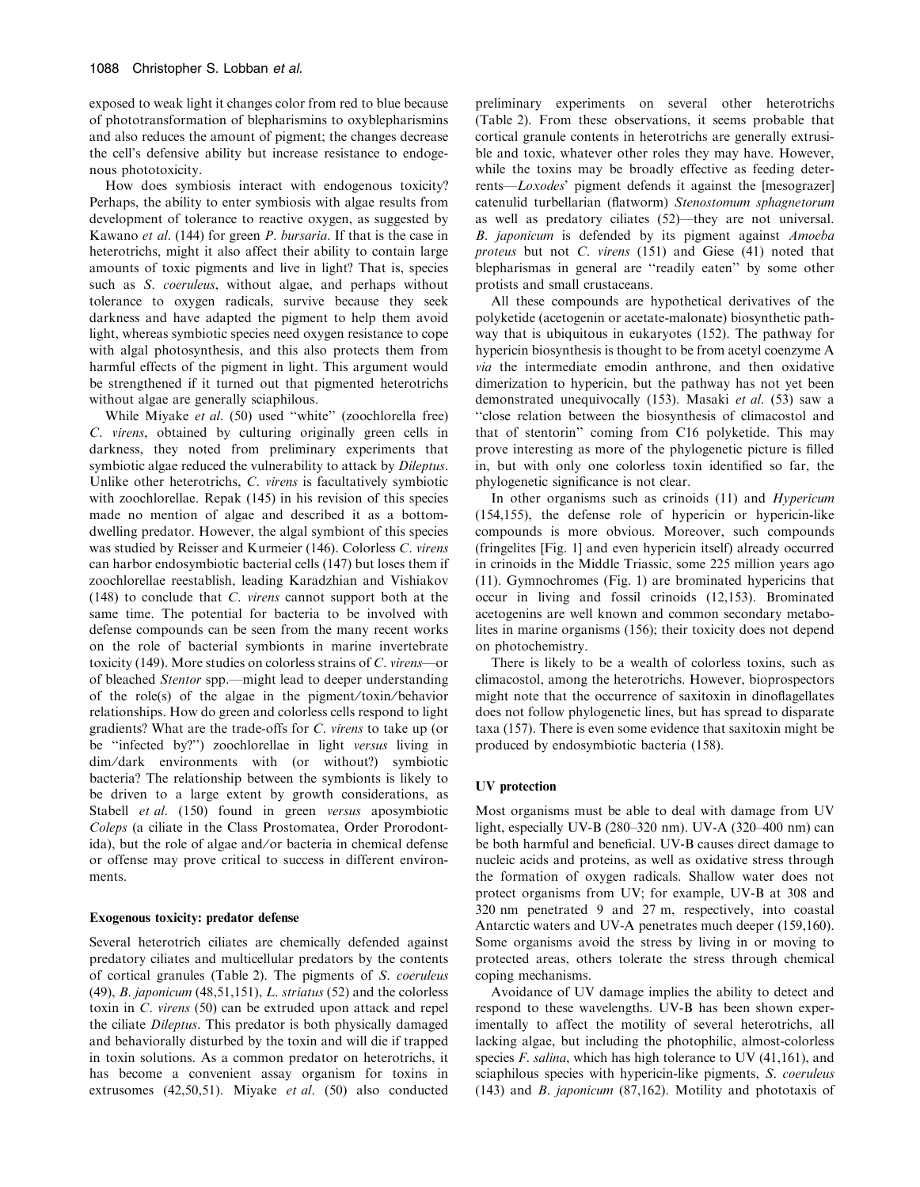exposed to weak light it changes color from red to blue because of phototransformation of blepharismins to oxyblepharismins and also reduces the amount of pigment; the changes decrease the cell's defensive ability but increase resistance to endogenous phototoxicity.

How does symbiosis interact with endogenous toxicity? Perhaps, the ability to enter symbiosis with algae results from development of tolerance to reactive oxygen, as suggested by Kawano *et al*. (144) for green *P. bursaria*. If that is the case in heterotrichs, might it also affect their ability to contain large amounts of toxic pigments and live in light? That is, species such as *S. coeruleus*, without algae, and perhaps without tolerance to oxygen radicals, survive because they seek darkness and have adapted the pigment to help them avoid light, whereas symbiotic species need oxygen resistance to cope with algal photosynthesis, and this also protects them from harmful effects of the pigment in light. This argument would be strengthened if it turned out that pigmented heterotrichs without algae are generally sciaphilous.

While Miyake *et al*. (50) used ''white'' (zoochlorella free) *C. virens*, obtained by culturing originally green cells in darkness, they noted from preliminary experiments that symbiotic algae reduced the vulnerability to attack by *Dileptus*. Unlike other heterotrichs, *C. virens* is facultatively symbiotic with zoochlorellae. Repak (145) in his revision of this species made no mention of algae and described it as a bottom-dwelling predator. However, the algal symbiont of this species was studied by Reisser and Kurmeier (146). Colorless *C. virens* can harbor endosymbiotic bacterial cells (147) but loses them if zoochlorellae reestablish, leading Karadzhian and Vishiakov (148) to conclude that *C. virens* cannot support both at the same time. The potential for bacteria to be involved with defense compounds can be seen from the many recent works on the role of bacterial symbionts in marine invertebrate toxicity (149). More studies on colorless strains of *C. virens*—or of bleached *Stentor* spp.—might lead to deeper understanding of the role(s) of the algae in the pigment/toxin/behavior relationships. How do green and colorless cells respond to light gradients? What are the trade-offs for *C. virens* to take up (or be ''infected by?'') zoochlorellae in light *versus* living in dim/dark environments with (or without?) symbiotic bacteria? The relationship between the symbionts is likely to be driven to a large extent by growth considerations, as Stabell *et al*. (150) found in green *versus* aposymbiotic *Coleps* (a ciliate in the Class Prostomatea, Order Prorodontida), but the role of algae and/or bacteria in chemical defense or offense may prove critical to success in different environments.

### Exogenous toxicity: predator defense

Several heterotrich ciliates are chemically defended against predatory ciliates and multicellular predators by the contents of cortical granules (Table 2). The pigments of *S. coeruleus* (49), *B. japonicum* (48,51,151), *L. striatus* (52) and the colorless toxin in *C. virens* (50) can be extruded upon attack and repel the ciliate *Dileptus*. This predator is both physically damaged and behaviorally disturbed by the toxin and will die if trapped in toxin solutions. As a common predator on heterotrichs, it has become a convenient assay organism for toxins in extrusomes (42,50,51). Miyake *et al*. (50) also conducted preliminary experiments on several other heterotrichs (Table 2). From these observations, it seems probable that cortical granule contents in heterotrichs are generally extrusible and toxic, whatever other roles they may have. However, while the toxins may be broadly effective as feeding deterrents—*Loxodes*' pigment defends it against the [mesograzer] catenulid turbellarian (flatworm) *Stenostomum sphagnetorum* as well as predatory ciliates (52)—they are not universal. *B. japonicum* is defended by its pigment against *Amoeba proteus* but not *C. virens* (151) and Giese (41) noted that blepharismas in general are ''readily eaten'' by some other protists and small crustaceans.

All these compounds are hypothetical derivatives of the polyketide (acetogenin or acetate-malonate) biosynthetic pathway that is ubiquitous in eukaryotes (152). The pathway for hypericin biosynthesis is thought to be from acetyl coenzyme A *via* the intermediate emodin anthrone, and then oxidative dimerization to hypericin, but the pathway has not yet been demonstrated unequivocally (153). Masaki *et al*. (53) saw a ''close relation between the biosynthesis of climacostol and that of stentorin'' coming from C16 polyketide. This may prove interesting as more of the phylogenetic picture is filled in, but with only one colorless toxin identified so far, the phylogenetic significance is not clear.

In other organisms such as crinoids (11) and *Hypericum* (154,155), the defense role of hypericin or hypericin-like compounds is more obvious. Moreover, such compounds (fringelites [Fig. 1] and even hypericin itself) already occurred in crinoids in the Middle Triassic, some 225 million years ago (11). Gymnochromes (Fig. 1) are brominated hypericins that occur in living and fossil crinoids (12,153). Brominated acetogenins are well known and common secondary metabolites in marine organisms (156); their toxicity does not depend on photochemistry.

There is likely to be a wealth of colorless toxins, such as climacostol, among the heterotrichs. However, bioprospectors might note that the occurrence of saxitoxin in dinoflagellates does not follow phylogenetic lines, but has spread to disparate taxa (157). There is even some evidence that saxitoxin might be produced by endosymbiotic bacteria (158).

### UV protection

Most organisms must be able to deal with damage from UV light, especially UV-B (280–320 nm). UV-A (320–400 nm) can be both harmful and beneficial. UV-B causes direct damage to nucleic acids and proteins, as well as oxidative stress through the formation of oxygen radicals. Shallow water does not protect organisms from UV; for example, UV-B at 308 and 320 nm penetrated 9 and 27 m, respectively, into coastal Antarctic waters and UV-A penetrates much deeper (159,160). Some organisms avoid the stress by living in or moving to protected areas, others tolerate the stress through chemical coping mechanisms.

Avoidance of UV damage implies the ability to detect and respond to these wavelengths. UV-B has been shown experimentally to affect the motility of several heterotrichs, all lacking algae, but including the photophilic, almost-colorless species *F. salina*, which has high tolerance to UV (41,161), and sciaphilous species with hypericin-like pigments, *S. coeruleus* (143) and *B. japonicum* (87,162). Motility and phototaxis of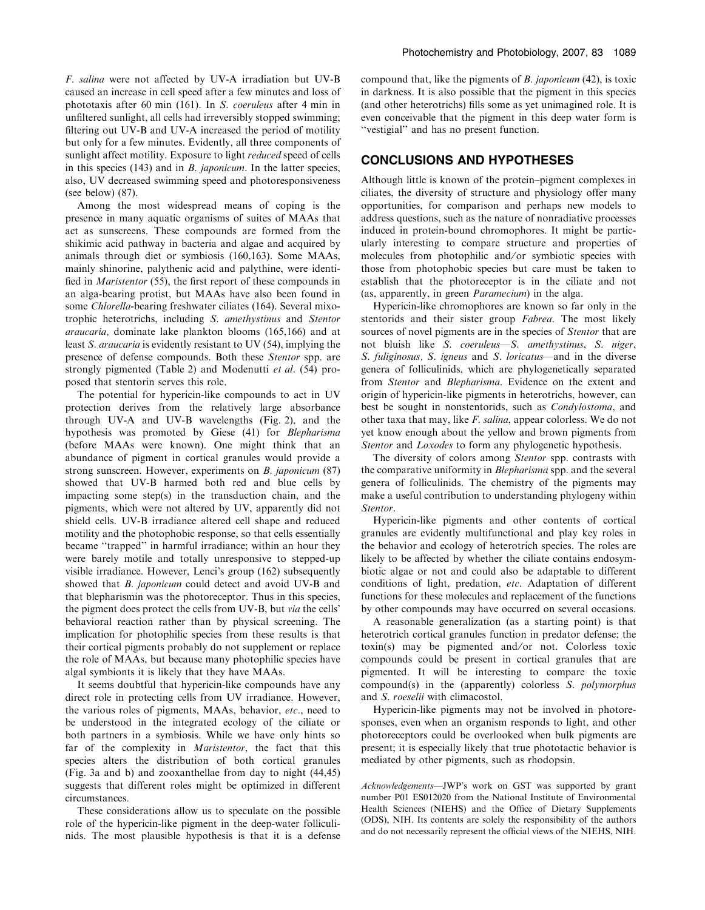*F. salina* were not affected by UV-A irradiation but UV-B caused an increase in cell speed after a few minutes and loss of phototaxis after 60 min (161). In *S. coeruleus* after 4 min in unfiltered sunlight, all cells had irreversibly stopped swimming; filtering out UV-B and UV-A increased the period of motility but only for a few minutes. Evidently, all three components of sunlight affect motility. Exposure to light *reduced* speed of cells in this species (143) and in *B. japonicum*. In the latter species, also, UV decreased swimming speed and photoresponsiveness (see below) (87).

Among the most widespread means of coping is the presence in many aquatic organisms of suites of MAAs that act as sunscreens. These compounds are formed from the shikimic acid pathway in bacteria and algae and acquired by animals through diet or symbiosis (160,163). Some MAAs, mainly shinorine, palythenic acid and palythine, were identified in *Maristentor* (55), the first report of these compounds in an alga-bearing protist, but MAAs have also been found in some *Chlorella*-bearing freshwater ciliates (164). Several mixotrophic heterotrichs, including *S. amethystinus* and *Stentor araucaria,* dominate lake plankton blooms (165,166) and at least *S. araucaria* is evidently resistant to UV (54), implying the presence of defense compounds. Both these *Stentor* spp. are strongly pigmented (Table 2) and Modenutti *et al*. (54) proposed that stentorin serves this role.

The potential for hypericin-like compounds to act in UV protection derives from the relatively large absorbance through UV-A and UV-B wavelengths (Fig. 2), and the hypothesis was promoted by Giese (41) for *Blepharisma* (before MAAs were known). One might think that an abundance of pigment in cortical granules would provide a strong sunscreen. However, experiments on *B. japonicum* (87) showed that UV-B harmed both red and blue cells by impacting some step(s) in the transduction chain, and the pigments, which were not altered by UV, apparently did not shield cells. UV-B irradiance altered cell shape and reduced motility and the photophobic response, so that cells essentially became "trapped" in harmful irradiance; within an hour they were barely motile and totally unresponsive to stepped-up visible irradiance. However, Lenci's group (162) subsequently showed that *B. japonicum* could detect and avoid UV-B and that blepharismin was the photoreceptor. Thus in this species, the pigment does protect the cells from UV-B, but *via* the cells' behavioral reaction rather than by physical screening. The implication for photophilic species from these results is that their cortical pigments probably do not supplement or replace the role of MAAs, but because many photophilic species have algal symbionts it is likely that they have MAAs.

It seems doubtful that hypericin-like compounds have any direct role in protecting cells from UV irradiance. However, the various roles of pigments, MAAs, behavior, *etc*., need to be understood in the integrated ecology of the ciliate or both partners in a symbiosis. While we have only hints so far of the complexity in *Maristentor*, the fact that this species alters the distribution of both cortical granules (Fig. 3a and b) and zooxanthellae from day to night (44,45) suggests that different roles might be optimized in different circumstances.

These considerations allow us to speculate on the possible role of the hypericin-like pigment in the deep-water folliculinids. The most plausible hypothesis is that it is a defense compound that, like the pigments of *B. japonicum* (42), is toxic in darkness. It is also possible that the pigment in this species (and other heterotrichs) fills some as yet unimagined role. It is even conceivable that the pigment in this deep water form is "vestigial" and has no present function.

## CONCLUSIONS AND HYPOTHESES

Although little is known of the protein–pigment complexes in ciliates, the diversity of structure and physiology offer many opportunities, for comparison and perhaps new models to address questions, such as the nature of nonradiative processes induced in protein-bound chromophores. It might be particularly interesting to compare structure and properties of molecules from photophilic and/or symbiotic species with those from photophobic species but care must be taken to establish that the photoreceptor is in the ciliate and not (as, apparently, in green *Paramecium*) in the alga.

Hypericin-like chromophores are known so far only in the stentorids and their sister group *Fabrea*. The most likely sources of novel pigments are in the species of *Stentor* that are not bluish like *S. coeruleus*—*S. amethystinus*, *S. niger*, *S. fuliginosus*, *S. igneus* and *S. loricatus*—and in the diverse genera of folliculinids, which are phylogenetically separated from *Stentor* and *Blepharisma*. Evidence on the extent and origin of hypericin-like pigments in heterotrichs, however, can best be sought in nonstentorids, such as *Condylostoma*, and other taxa that may, like *F. salina*, appear colorless. We do not yet know enough about the yellow and brown pigments from *Stentor* and *Loxodes* to form any phylogenetic hypothesis.

The diversity of colors among *Stentor* spp. contrasts with the comparative uniformity in *Blepharisma* spp. and the several genera of folliculinids. The chemistry of the pigments may make a useful contribution to understanding phylogeny within *Stentor*.

Hypericin-like pigments and other contents of cortical granules are evidently multifunctional and play key roles in the behavior and ecology of heterotrich species. The roles are likely to be affected by whether the ciliate contains endosymbiotic algae or not and could also be adaptable to different conditions of light, predation, *etc*. Adaptation of different functions for these molecules and replacement of the functions by other compounds may have occurred on several occasions.

A reasonable generalization (as a starting point) is that heterotrich cortical granules function in predator defense; the toxin(s) may be pigmented and/or not. Colorless toxic compounds could be present in cortical granules that are pigmented. It will be interesting to compare the toxic compound(s) in the (apparently) colorless *S. polymorphus* and *S. roeselii* with climacostol.

Hypericin-like pigments may not be involved in photoresponses, even when an organism responds to light, and other photoreceptors could be overlooked when bulk pigments are present; it is especially likely that true phototactic behavior is mediated by other pigments, such as rhodopsin.

*Acknowledgements*—JWP's work on GST was supported by grant number P01 ES012020 from the National Institute of Environmental Health Sciences (NIEHS) and the Office of Dietary Supplements (ODS), NIH. Its contents are solely the responsibility of the authors and do not necessarily represent the official views of the NIEHS, NIH.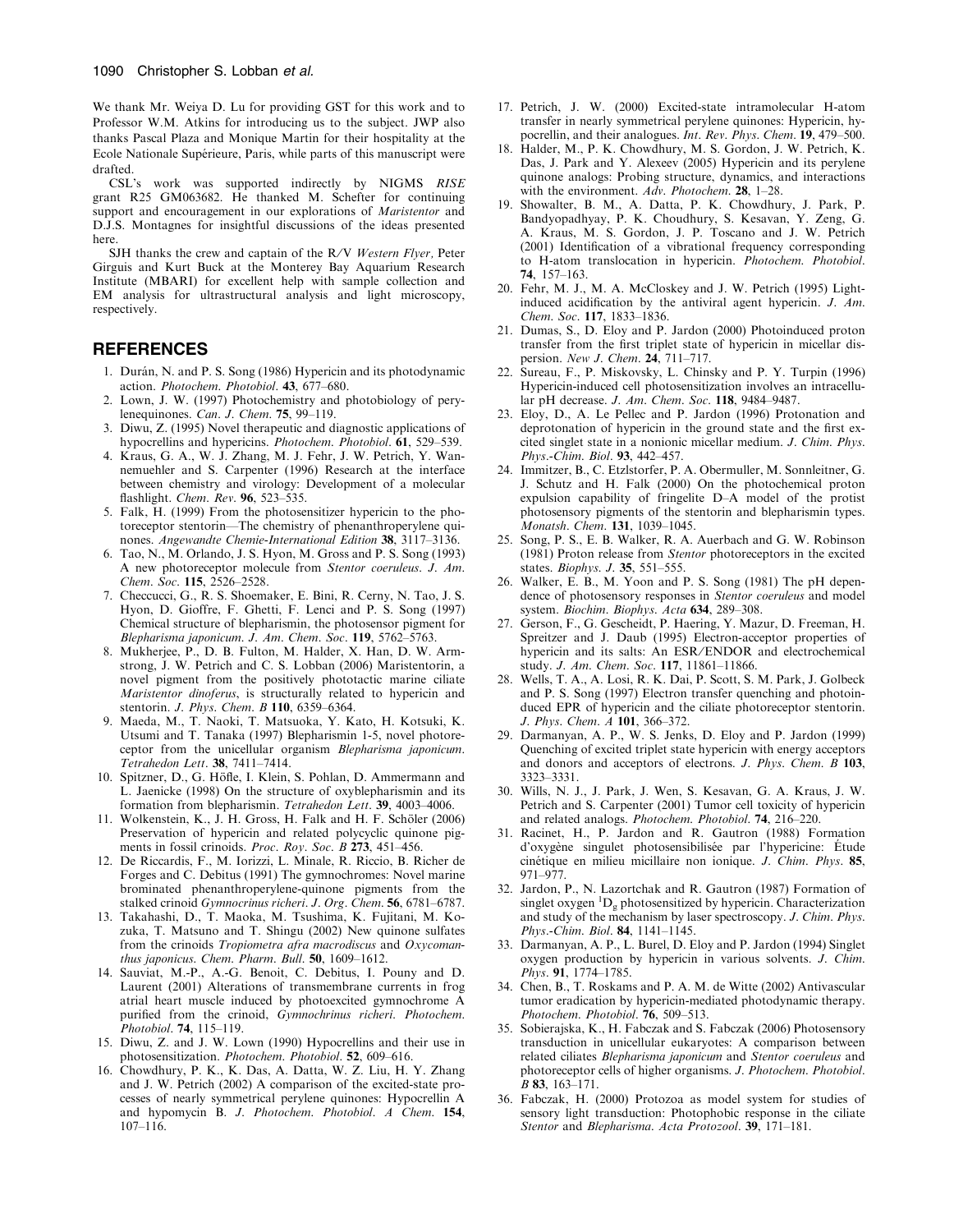We thank Mr. Weiya D. Lu for providing GST for this work and to Professor W.M. Atkins for introducing us to the subject. JWP also thanks Pascal Plaza and Monique Martin for their hospitality at the Ecole Nationale Supérieure, Paris, while parts of this manuscript were drafted.

CSL's work was supported indirectly by NIGMS *RISE* grant R25 GM063682. He thanked M. Schefter for continuing support and encouragement in our explorations of *Maristentor* and D.J.S. Montagnes for insightful discussions of the ideas presented here.

SJH thanks the crew and captain of the R/V *Western Flyer*, Peter Girguis and Kurt Buck at the Monterey Bay Aquarium Research Institute (MBARI) for excellent help with sample collection and EM analysis for ultrastructural analysis and light microscopy, respectively.

## REFERENCES

1. Durán, N. and P. S. Song (1986) Hypericin and its photodynamic action. *Photochem. Photobiol.* **43**, 677–680.
2. Lown, J. W. (1997) Photochemistry and photobiology of perylenequinones. *Can. J. Chem.* **75**, 99–119.
3. Diwu, Z. (1995) Novel therapeutic and diagnostic applications of hypocrellins and hypericins. *Photochem. Photobiol.* **61**, 529–539.
4. Kraus, G. A., W. J. Zhang, M. J. Fehr, J. W. Petrich, Y. Wannemuehler and S. Carpenter (1996) Research at the interface between chemistry and virology: Development of a molecular flashlight. *Chem. Rev.* **96**, 523–535.
5. Falk, H. (1999) From the photosensitizer hypericin to the photoreceptor stentorin—The chemistry of phenanthroperylene quinones. *Angewandte Chemie-International Edition* **38**, 3117–3136.
6. Tao, N., M. Orlando, J. S. Hyon, M. Gross and P. S. Song (1993) A new photoreceptor molecule from *Stentor coeruleus*. *J. Am. Chem. Soc.* **115**, 2526–2528.
7. Checcucci, G., R. S. Shoemaker, E. Bini, R. Cerny, N. Tao, J. S. Hyon, D. Gioffre, F. Ghetti, F. Lenci and P. S. Song (1997) Chemical structure of blepharismin, the photosensor pigment for *Blepharisma japonicum*. *J. Am. Chem. Soc.* **119**, 5762–5763.
8. Mukherjee, P., D. B. Fulton, M. Halder, X. Han, D. W. Armstrong, J. W. Petrich and C. S. Lobban (2006) Maristentorin, a novel pigment from the positively phototactic marine ciliate *Maristentor dinoferus*, is structurally related to hypericin and stentorin. *J. Phys. Chem. B* **110**, 6359–6364.
9. Maeda, M., T. Naoki, T. Matsuoka, Y. Kato, H. Kotsuki, K. Utsumi and T. Tanaka (1997) Blepharismin 1-5, novel photoreceptor from the unicellular organism *Blepharisma japonicum*. *Tetrahedon Lett.* **38**, 7411–7414.
10. Spitzner, D., G. Höfle, I. Klein, S. Pohlan, D. Ammermann and L. Jaenicke (1998) On the structure of oxyblepharismin and its formation from blepharismin. *Tetrahedon Lett.* **39**, 4003–4006.
11. Wolkenstein, K., J. H. Gross, H. Falk and H. F. Schöler (2006) Preservation of hypericin and related polycyclic quinone pigments in fossil crinoids. *Proc. Roy. Soc. B* **273**, 451–456.
12. De Riccardis, F., M. Iorizzi, L. Minale, R. Riccio, B. Richer de Forges and C. Debitus (1991) The gymnochromes: Novel marine brominated phenanthroperylene-quinone pigments from the stalked crinoid *Gymnocrinus richeri*. *J. Org. Chem.* **56**, 6781–6787.
13. Takahashi, D., T. Maoka, M. Tsushima, K. Fujitani, M. Kozuka, T. Matsuno and T. Shingu (2002) New quinone sulfates from the crinoids *Tropiometra afra macrodiscus* and *Oxycomanthus japonicus*. *Chem. Pharm. Bull.* **50**, 1609–1612.
14. Sauviat, M.-P., A.-G. Benoit, C. Debitus, I. Pouny and D. Laurent (2001) Alterations of transmembrane currents in frog atrial heart muscle induced by photoexcited gymnochrome A purified from the crinoid, *Gymnochrinus richeri*. *Photochem. Photobiol.* **74**, 115–119.
15. Diwu, Z. and J. W. Lown (1990) Hypocrellins and their use in photosensitization. *Photochem. Photobiol.* **52**, 609–616.
16. Chowdhury, P. K., K. Das, A. Datta, W. Z. Liu, H. Y. Zhang and J. W. Petrich (2002) A comparison of the excited-state processes of nearly symmetrical perylene quinones: Hypocrellin A and hypomycin B. *J. Photochem. Photobiol. A Chem.* **154**, 107–116.
17. Petrich, J. W. (2000) Excited-state intramolecular H-atom transfer in nearly symmetrical perylene quinones: Hypericin, hypocrellin, and their analogues. *Int. Rev. Phys. Chem.* **19**, 479–500.
18. Halder, M., P. K. Chowdhury, M. S. Gordon, J. W. Petrich, K. Das, J. Park and Y. Alexeev (2005) Hypericin and its perylene quinone analogs: Probing structure, dynamics, and interactions with the environment. *Adv. Photochem.* **28**, 1–28.
19. Showalter, B. M., A. Datta, P. K. Chowdhury, J. Park, P. Bandyopadhyay, P. K. Choudhury, S. Kesavan, Y. Zeng, G. A. Kraus, M. S. Gordon, J. P. Toscano and J. W. Petrich (2001) Identification of a vibrational frequency corresponding to H-atom translocation in hypericin. *Photochem. Photobiol.* **74**, 157–163.
20. Fehr, M. J., M. A. McCloskey and J. W. Petrich (1995) Light-induced acidification by the antiviral agent hypericin. *J. Am. Chem. Soc.* **117**, 1833–1836.
21. Dumas, S., D. Eloy and P. Jardon (2000) Photoinduced proton transfer from the first triplet state of hypericin in micellar dispersion. *New J. Chem.* **24**, 711–717.
22. Sureau, F., P. Miskovsky, L. Chinsky and P. Y. Turpin (1996) Hypericin-induced cell photosensitization involves an intracellular pH decrease. *J. Am. Chem. Soc.* **118**, 9484–9487.
23. Eloy, D., A. Le Pellec and P. Jardon (1996) Protonation and deprotonation of hypericin in the ground state and the first excited singlet state in a nonionic micellar medium. *J. Chim. Phys. Phys.-Chim. Biol.* **93**, 442–457.
24. Immitzer, B., C. Etzlstorfer, P. A. Obermuller, M. Sonnleitner, G. J. Schutz and H. Falk (2000) On the photochemical proton expulsion capability of fringelite D–A model of the protist photosensory pigments of the stentorin and blepharismin types. *Monatsh. Chem.* **131**, 1039–1045.
25. Song, P. S., E. B. Walker, R. A. Auerbach and G. W. Robinson (1981) Proton release from *Stentor* photoreceptors in the excited states. *Biophys. J.* **35**, 551–555.
26. Walker, E. B., M. Yoon and P. S. Song (1981) The pH dependence of photosensory responses in *Stentor coeruleus* and model system. *Biochim. Biophys. Acta* **634**, 289–308.
27. Gerson, F., G. Gescheidt, P. Haering, Y. Mazur, D. Freeman, H. Spreitzer and J. Daub (1995) Electron-acceptor properties of hypericin and its salts: An ESR/ENDOR and electrochemical study. *J. Am. Chem. Soc.* **117**, 11861–11866.
28. Wells, T. A., A. Losi, R. K. Dai, P. Scott, S. M. Park, J. Golbeck and P. S. Song (1997) Electron transfer quenching and photoinduced EPR of hypericin and the ciliate photoreceptor stentorin. *J. Phys. Chem. A* **101**, 366–372.
29. Darmanyan, A. P., W. S. Jenks, D. Eloy and P. Jardon (1999) Quenching of excited triplet state hypericin with energy acceptors and donors and acceptors of electrons. *J. Phys. Chem. B* **103**, 3323–3331.
30. Wills, N. J., J. Park, J. Wen, S. Kesavan, G. A. Kraus, J. W. Petrich and S. Carpenter (2001) Tumor cell toxicity of hypericin and related analogs. *Photochem. Photobiol.* **74**, 216–220.
31. Racinet, H., P. Jardon and R. Gautron (1988) Formation d'oxygène singulet photosensibilisée par l'hypericine: Étude cinétique en milieu micillaire non ionique. *J. Chim. Phys.* **85**, 971–977.
32. Jardon, P., N. Lazortchak and R. Gautron (1987) Formation of singlet oxygen $^1D_g$ photosensitized by hypericin. Characterization and study of the mechanism by laser spectroscopy. *J. Chim. Phys. Phys.-Chim. Biol.* **84**, 1141–1145.
33. Darmanyan, A. P., L. Burel, D. Eloy and P. Jardon (1994) Singlet oxygen production by hypericin in various solvents. *J. Chim. Phys.* **91**, 1774–1785.
34. Chen, B., T. Roskams and P. A. M. de Witte (2002) Antivascular tumor eradication by hypericin-mediated photodynamic therapy. *Photochem. Photobiol.* **76**, 509–513.
35. Sobierajska, K., H. Fabczak and S. Fabczak (2006) Photosensory transduction in unicellular eukaryotes: A comparison between related ciliates *Blepharisma japonicum* and *Stentor coeruleus* and photoreceptor cells of higher organisms. *J. Photochem. Photobiol. B* **83**, 163–171.
36. Fabczak, H. (2000) Protozoa as model system for studies of sensory light transduction: Photophobic response in the ciliate *Stentor* and *Blepharisma*. *Acta Protozool.* **39**, 171–181.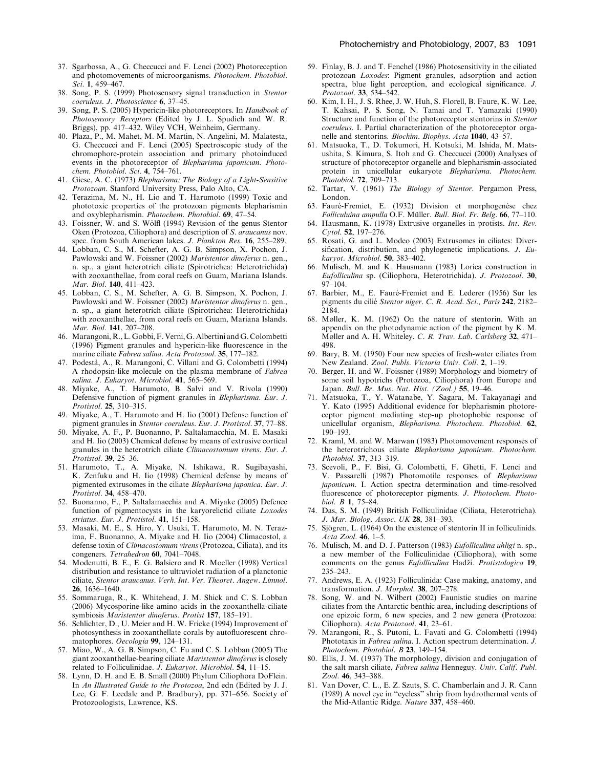37. Sgarbossa, A., G. Checcucci and F. Lenci (2002) Photoreception and photomovements of microorganisms. *Photochem. Photobiol. Sci.* **1**, 459–467.
38. Song, P. S. (1999) Photosensory signal transduction in *Stentor coeruleus*. *J. Photoscience* **6**, 37–45.
39. Song, P. S. (2005) Hypericin-like photoreceptors. In *Handbook of Photosensory Receptors* (Edited by J. L. Spudich and W. R. Briggs), pp. 417–432. Wiley VCH, Weinheim, Germany.
40. Plaza, P., M. Mahet, M. M. Martin, N. Angelini, M. Malatesta, G. Checcucci and F. Lenci (2005) Spectroscopic study of the chromophore-protein association and primary photoinduced events in the photoreceptor of *Blepharisma japonicum*. *Photochem. Photobiol. Sci.* **4**, 754–761.
41. Giese, A. C. (1973) *Blepharisma: The Biology of a Light-Sensitive Protozoan*. Stanford University Press, Palo Alto, CA.
42. Terazima, M. N., H. Lio and T. Harumoto (1999) Toxic and phototoxic properties of the protozoan pigments blepharismin and oxyblepharismin. *Photochem. Photobiol.* **69**, 47–54.
43. Foissner, W. and S. Wölfl (1994) Revision of the genus Stentor Oken (Protozoa, Ciliophora) and description of *S. araucanus* nov. spec. from South American lakes. *J. Plankton Res.* **16**, 255–289.
44. Lobban, C. S., M. Schefter, A. G. B. Simpson, X. Pochon, J. Pawlowski and W. Foissner (2002) *Maristentor dinoferus* n. gen., n. sp., a giant heterotrich ciliate (Spirotrichea: Heterotrichida) with zooxanthellae, from coral reefs on Guam, Mariana Islands. *Mar. Biol.* **140**, 411–423.
45. Lobban, C. S., M. Schefter, A. G. B. Simpson, X. Pochon, J. Pawlowski and W. Foissner (2002) *Maristentor dinoferus* n. gen., n. sp., a giant heterotrich ciliate (Spirotrichea: Heterotrichida) with zooxanthellae, from coral reefs on Guam, Mariana Islands. *Mar. Biol.* **141**, 207–208.
46. Marangoni, R., L. Gobbi, F. Verni, G. Albertini and G. Colombetti (1996) Pigment granules and hypericin-like fluorescence in the marine ciliate *Fabrea salina*. *Acta Protozool.* **35**, 177–182.
47. Podestà, A., R. Marangoni, C. Villani and G. Colombetti (1994) A rhodopsin-like molecule on the plasma membrane of *Fabrea salina*. *J. Eukaryot. Microbiol.* **41**, 565–569.
48. Miyake, A., T. Harumoto, B. Salvi and V. Rivola (1990) Defensive function of pigment granules in *Blepharisma*. *Eur. J. Protistol.* **25**, 310–315.
49. Miyake, A., T. Harumoto and H. Iio (2001) Defense function of pigment granules in *Stentor coeruleus*. *Eur. J. Protistol.* **37**, 77–88.
50. Miyake, A. F., P. Buonanno, P. Saltalamacchia, M. E. Masaki and H. Iio (2003) Chemical defense by means of extrusive cortical granules in the heterotrich ciliate *Climacostomum virens*. *Eur. J. Protistol.* **39**, 25–36.
51. Harumoto, T., A. Miyake, N. Ishikawa, R. Sugibayashi, K. Zenfuku and H. Iio (1998) Chemical defense by means of pigmented extrusomes in the ciliate *Blepharisma japonica*. *Eur. J. Protistol.* **34**, 458–470.
52. Buonanno, F., P. Saltalamacchia and A. Miyake (2005) Defence function of pigmentocysts in the karyorelictid ciliate *Loxodes striatus*. *Eur. J. Protistol.* **41**, 151–158.
53. Masaki, M. E., S. Hiro, Y. Usuki, T. Harumoto, M. N. Terazima, F. Buonanno, A. Miyake and H. Iio (2004) Climacostol, a defense toxin of *Climacostomum virens* (Protozoa, Ciliata), and its congeners. *Tetrahedron* **60**, 7041–7048.
54. Modenutti, B. E., E. G. Balsiero and R. Moeller (1998) Vertical distribution and resistance to ultraviolet radiation of a planctonic ciliate, *Stentor araucanus*. *Verh. Int. Ver. Theoret. Angew. Limnol.* **26**, 1636–1640.
55. Sommaruga, R., K. Whitehead, J. M. Shick and C. S. Lobban (2006) Mycosporine-like amino acids in the zooxanthella-ciliate symbiosis *Maristentor dinoferus*. *Protist* **157**, 185–191.
56. Schlichter, D., U. Meier and H. W. Fricke (1994) Improvement of photosynthesis in zooxanthellate corals by autofluorescent chromatophores. *Oecologia* **99**, 124–131.
57. Miao, W., A. G. B. Simpson, C. Fu and C. S. Lobban (2005) The giant zooxanthellae-bearing ciliate *Maristentor dinoferus* is closely related to Folliculinidae. *J. Eukaryot. Microbiol.* **54**, 11–15.
58. Lynn, D. H. and E. B. Small (2000) Phylum Ciliophora DoFlein. In *An Illustrated Guide to the Protozoa*, 2nd edn (Edited by J. J. Lee, G. F. Leedale and P. Bradbury), pp. 371–656. Society of Protozoologists, Lawrence, KS.
59. Finlay, B. J. and T. Fenchel (1986) Photosensitivity in the ciliated protozoan *Loxodes*: Pigment granules, adsorption and action spectra, blue light perception, and ecological significance. *J. Protozool.* **33**, 534–542.
60. Kim, I. H., J. S. Rhee, J. W. Huh, S. Florell, B. Faure, K. W. Lee, T. Kahsai, P. S. Song, N. Tamai and T. Yamazaki (1990) Structure and function of the photoreceptor stentorins in *Stentor coeruleus*. I. Partial characterization of the photoreceptor organelle and stentorins. *Biochim. Biophys. Acta* **1040**, 43–57.
61. Matsuoka, T., D. Tokumori, H. Kotsuki, M. Ishida, M. Matsushita, S. Kimura, S. Itoh and G. Checcucci (2000) Analyses of structure of photoreceptor organelle and blepharismin-associated protein in unicellular eukaryote *Blepharisma*. *Photochem. Photobiol.* **72**, 709–713.
62. Tartar, V. (1961) *The Biology of Stentor*. Pergamon Press, London.
63. Fauré-Fremiet, E. (1932) Division et morphogenèse chez *Folliculuina ampulla* O.F. Müller. *Bull. Biol. Fr. Belg.* **66**, 77–110.
64. Hausmann, K. (1978) Extrusive organelles in protists. *Int. Rev. Cytol.* **52**, 197–276.
65. Rosati, G. and L. Modeo (2003) Extrusomes in ciliates: Diversification, distribution, and phylogenetic implications. *J. Eukaryot. Microbiol.* **50**, 383–402.
66. Mulisch, M. and K. Hausmann (1983) Lorica construction in *Eufolliculina* sp. (Ciliophora, Heterotrichida). *J. Protozool.* **30**, 97–104.
67. Barbier, M., E. Fauré-Fremiet and E. Lederer (1956) Sur les pigments du cilié *Stentor niger*. *C. R. Acad. Sci., Paris* **242**, 2182–2184.
68. Møller, K. M. (1962) On the nature of stentorin. With an appendix on the photodynamic action of the pigment by K. M. Møller and A. H. Whiteley. *C. R. Trav. Lab. Carlsberg* **32**, 471–498.
69. Bary, B. M. (1950) Four new species of fresh-water ciliates from New Zealand. *Zool. Publs. Victoria Univ. Coll.* **2**, 1–19.
70. Berger, H. and W. Foissner (1989) Morphology and biometry of some soil hypotrichs (Protozoa, Ciliophora) from Europe and Japan. *Bull. Br. Mus. Nat. Hist. (Zool.)* **55**, 19–46.
71. Matsuoka, T., Y. Watanabe, Y. Sagara, M. Takayanagi and Y. Kato (1995) Additional evidence for blepharismin photoreceptor pigment mediating step-up photophobic response of unicellular organism, *Blepharisma*. *Photochem. Photobiol.* **62**, 190–193.
72. Kraml, M. and W. Marwan (1983) Photomovement responses of the heterotrichous ciliate *Blepharisma japonicum*. *Photochem. Photobiol.* **37**, 313–319.
73. Scevoli, P., F. Bisi, G. Colombetti, F. Ghetti, F. Lenci and V. Passarelli (1987) Photomotile responses of *Blepharisma japonicum*. I. Action spectra determination and time-resolved fluorescence of photoreceptor pigments. *J. Photochem. Photobiol. B* **1**, 75–84.
74. Das, S. M. (1949) British Folliculinidae (Ciliata, Heterotricha). *J. Mar. Biolog. Assoc. UK* **28**, 381–393.
75. Sjögren, L. (1964) On the existence of stentorin II in folliculinids. *Acta Zool.* **46**, 1–5.
76. Mulisch, M. and D. J. Patterson (1983) *Eufolliculina uhligi* n. sp., a new member of the Folliculinidae (Ciliophora), with some comments on the genus *Eufolliculina* Hadži. *Protistologica* **19**, 235–243.
77. Andrews, E. A. (1923) Folliculinida: Case making, anatomy, and transformation. *J. Morphol.* **38**, 207–278.
78. Song, W. and N. Wilbert (2002) Faunistic studies on marine ciliates from the Antarctic benthic area, including descriptions of one epizoic form, 6 new species, and 2 new genera (Protozoa: Ciliophora). *Acta Protozool.* **41**, 23–61.
79. Marangoni, R., S. Putoni, L. Favati and G. Colombetti (1994) Phototaxis in *Fabrea salina*. I. Action spectrum determination. *J. Photochem. Photobiol. B* **23**, 149–154.
80. Ellis, J. M. (1937) The morphology, division and conjugation of the salt marsh ciliate, *Fabrea salina* Henneguy. *Univ. Calif. Publ. Zool.* **46**, 343–388.
81. Van Dover, C. L., E. Z. Szuts, S. C. Chamberlain and J. R. Cann (1989) A novel eye in "eyeless" shrip from hydrothermal vents of the Mid-Atlantic Ridge. *Nature* **337**, 458–460.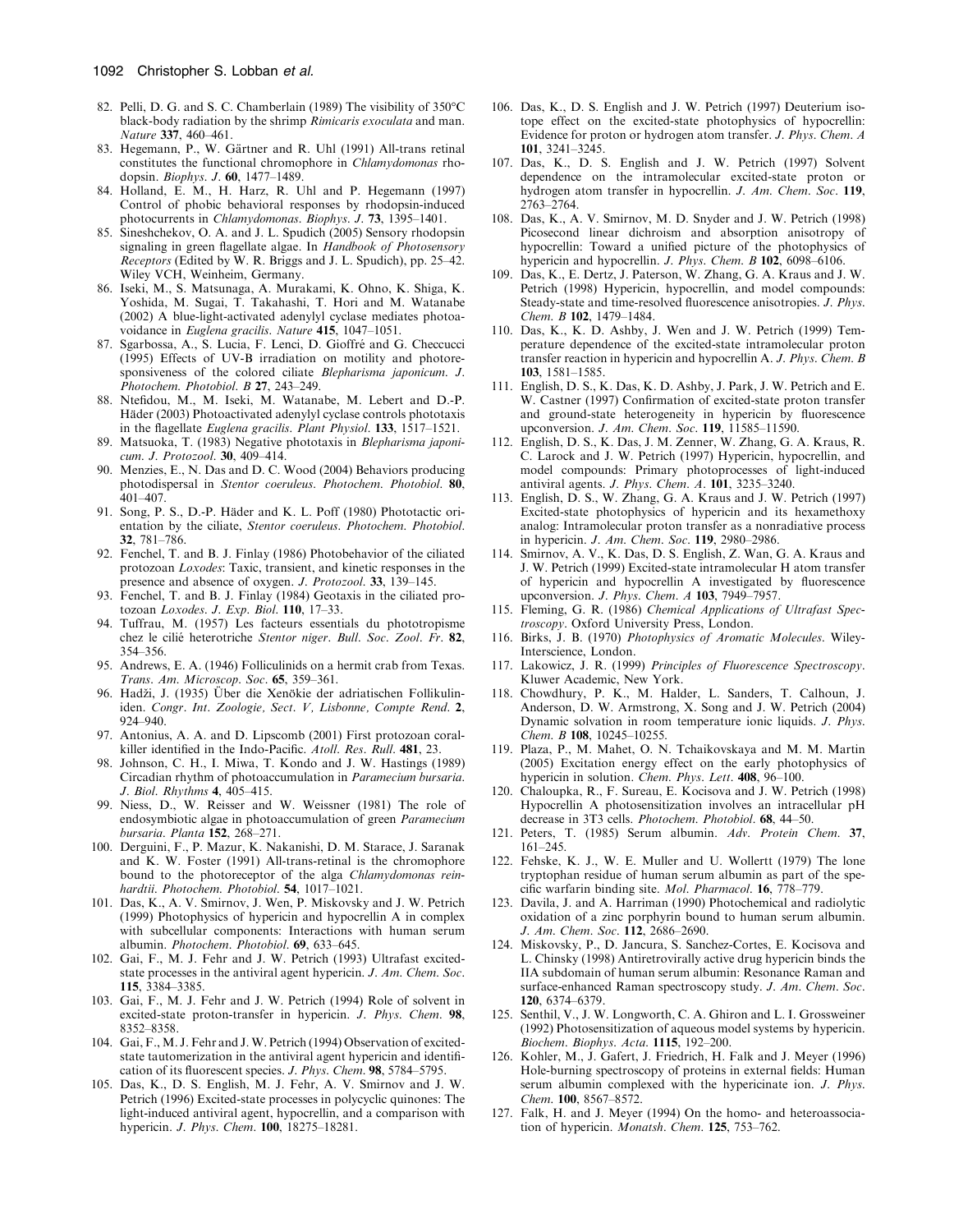82. Pelli, D. G. and S. C. Chamberlain (1989) The visibility of 350°C black-body radiation by the shrimp *Rimicaris exoculata* and man. *Nature* **337**, 460–461.
83. Hegemann, P., W. Gärtner and R. Uhl (1991) All-trans retinal constitutes the functional chromophore in *Chlamydomonas* rhodopsin. *Biophys. J.* **60**, 1477–1489.
84. Holland, E. M., H. Harz, R. Uhl and P. Hegemann (1997) Control of phobic behavioral responses by rhodopsin-induced photocurrents in *Chlamydomonas*. *Biophys. J.* **73**, 1395–1401.
85. Sineshchekov, O. A. and J. L. Spudich (2005) Sensory rhodopsin signaling in green flagellate algae. In *Handbook of Photosensory Receptors* (Edited by W. R. Briggs and J. L. Spudich), pp. 25–42. Wiley VCH, Weinheim, Germany.
86. Iseki, M., S. Matsunaga, A. Murakami, K. Ohno, K. Shiga, K. Yoshida, M. Sugai, T. Takahashi, T. Hori and M. Watanabe (2002) A blue-light-activated adenylyl cyclase mediates photoavoidance in *Euglena gracilis*. *Nature* **415**, 1047–1051.
87. Sgarbossa, A., S. Lucia, F. Lenci, D. Gioffré and G. Checcucci (1995) Effects of UV-B irradiation on motility and photoresponsiveness of the colored ciliate *Blepharisma japonicum*. *J. Photochem. Photobiol. B* **27**, 243–249.
88. Ntefidou, M., M. Iseki, M. Watanabe, M. Lebert and D.-P. Häder (2003) Photoactivated adenylyl cyclase controls phototaxis in the flagellate *Euglena gracilis*. *Plant Physiol.* **133**, 1517–1521.
89. Matsuoka, T. (1983) Negative phototaxis in *Blepharisma japonicum*. *J. Protozool.* **30**, 409–414.
90. Menzies, E., N. Das and D. C. Wood (2004) Behaviors producing photodispersal in *Stentor coeruleus*. *Photochem. Photobiol.* **80**, 401–407.
91. Song, P. S., D.-P. Häder and K. L. Poff (1980) Phototactic orientation by the ciliate, *Stentor coeruleus*. *Photochem. Photobiol.* **32**, 781–786.
92. Fenchel, T. and B. J. Finlay (1986) Photobehavior of the ciliated protozoan *Loxodes*: Taxic, transient, and kinetic responses in the presence and absence of oxygen. *J. Protozool.* **33**, 139–145.
93. Fenchel, T. and B. J. Finlay (1984) Geotaxis in the ciliated protozoan *Loxodes*. *J. Exp. Biol.* **110**, 17–33.
94. Tuffrau, M. (1957) Les facteurs essentials du phototropisme chez le cilié heterotriche *Stentor niger*. *Bull. Soc. Zool. Fr.* **82**, 354–356.
95. Andrews, E. A. (1946) Folliculinids on a hermit crab from Texas. *Trans. Am. Microscop. Soc.* **65**, 359–361.
96. Hadži, J. (1935) Über die Xenökie der adriatischen Follikuliniden. *Congr. Int. Zoologie, Sect. V, Lisbonne, Compte Rend.* **2**, 924–940.
97. Antonius, A. A. and D. Lipscomb (2001) First protozoan coral-killer identified in the Indo-Pacific. *Atoll. Res. Rull.* **481**, 23.
98. Johnson, C. H., I. Miwa, T. Kondo and J. W. Hastings (1989) Circadian rhythm of photoaccumulation in *Paramecium bursaria*. *J. Biol. Rhythms* **4**, 405–415.
99. Niess, D., W. Reisser and W. Weissner (1981) The role of endosymbiotic algae in photoaccumulation of green *Paramecium bursaria*. *Planta* **152**, 268–271.
100. Derguini, F., P. Mazur, K. Nakanishi, D. M. Starace, J. Saranak and K. W. Foster (1991) All-trans-retinal is the chromophore bound to the photoreceptor of the alga *Chlamydomonas reinhardtii*. *Photochem. Photobiol.* **54**, 1017–1021.
101. Das, K., A. V. Smirnov, J. Wen, P. Miskovsky and J. W. Petrich (1999) Photophysics of hypericin and hypocrellin A in complex with subcellular components: Interactions with human serum albumin. *Photochem. Photobiol.* **69**, 633–645.
102. Gai, F., M. J. Fehr and J. W. Petrich (1993) Ultrafast excited-state processes in the antiviral agent hypericin. *J. Am. Chem. Soc.* **115**, 3384–3385.
103. Gai, F., M. J. Fehr and J. W. Petrich (1994) Role of solvent in excited-state proton-transfer in hypericin. *J. Phys. Chem.* **98**, 8352–8358.
104. Gai, F., M. J. Fehr and J. W. Petrich (1994) Observation of excited-state tautomerization in the antiviral agent hypericin and identification of its fluorescent species. *J. Phys. Chem.* **98**, 5784–5795.
105. Das, K., D. S. English, M. J. Fehr, A. V. Smirnov and J. W. Petrich (1996) Excited-state processes in polycyclic quinones: The light-induced antiviral agent, hypocrellin, and a comparison with hypericin. *J. Phys. Chem.* **100**, 18275–18281.
106. Das, K., D. S. English and J. W. Petrich (1997) Deuterium isotope effect on the excited-state photophysics of hypocrellin: Evidence for proton or hydrogen atom transfer. *J. Phys. Chem. A* **101**, 3241–3245.
107. Das, K., D. S. English and J. W. Petrich (1997) Solvent dependence on the intramolecular excited-state proton or hydrogen atom transfer in hypocrellin. *J. Am. Chem. Soc.* **119**, 2763–2764.
108. Das, K., A. V. Smirnov, M. D. Snyder and J. W. Petrich (1998) Picosecond linear dichroism and absorption anisotropy of hypocrellin: Toward a unified picture of the photophysics of hypericin and hypocrellin. *J. Phys. Chem. B* **102**, 6098–6106.
109. Das, K., E. Dertz, J. Paterson, W. Zhang, G. A. Kraus and J. W. Petrich (1998) Hypericin, hypocrellin, and model compounds: Steady-state and time-resolved fluorescence anisotropies. *J. Phys. Chem. B* **102**, 1479–1484.
110. Das, K., K. D. Ashby, J. Wen and J. W. Petrich (1999) Temperature dependence of the excited-state intramolecular proton transfer reaction in hypericin and hypocrellin A. *J. Phys. Chem. B* **103**, 1581–1585.
111. English, D. S., K. Das, K. D. Ashby, J. Park, J. W. Petrich and E. W. Castner (1997) Confirmation of excited-state proton transfer and ground-state heterogeneity in hypericin by fluorescence upconversion. *J. Am. Chem. Soc.* **119**, 11585–11590.
112. English, D. S., K. Das, J. M. Zenner, W. Zhang, G. A. Kraus, R. C. Larock and J. W. Petrich (1997) Hypericin, hypocrellin, and model compounds: Primary photoprocesses of light-induced antiviral agents. *J. Phys. Chem. A*. **101**, 3235–3240.
113. English, D. S., W. Zhang, G. A. Kraus and J. W. Petrich (1997) Excited-state photophysics of hypericin and its hexamethoxy analog: Intramolecular proton transfer as a nonradiative process in hypericin. *J. Am. Chem. Soc.* **119**, 2980–2986.
114. Smirnov, A. V., K. Das, D. S. English, Z. Wan, G. A. Kraus and J. W. Petrich (1999) Excited-state intramolecular H atom transfer of hypericin and hypocrellin A investigated by fluorescence upconversion. *J. Phys. Chem. A* **103**, 7949–7957.
115. Fleming, G. R. (1986) *Chemical Applications of Ultrafast Spectroscopy*. Oxford University Press, London.
116. Birks, J. B. (1970) *Photophysics of Aromatic Molecules*. Wiley-Interscience, London.
117. Lakowicz, J. R. (1999) *Principles of Fluorescence Spectroscopy*. Kluwer Academic, New York.
118. Chowdhury, P. K., M. Halder, L. Sanders, T. Calhoun, J. Anderson, D. W. Armstrong, X. Song and J. W. Petrich (2004) Dynamic solvation in room temperature ionic liquids. *J. Phys. Chem. B* **108**, 10245–10255.
119. Plaza, P., M. Mahet, O. N. Tchaikovskaya and M. M. Martin (2005) Excitation energy effect on the early photophysics of hypericin in solution. *Chem. Phys. Lett.* **408**, 96–100.
120. Chaloupka, R., F. Sureau, E. Kocisova and J. W. Petrich (1998) Hypocrellin A photosensitization involves an intracellular pH decrease in 3T3 cells. *Photochem. Photobiol.* **68**, 44–50.
121. Peters, T. (1985) Serum albumin. *Adv. Protein Chem.* **37**, 161–245.
122. Fehske, K. J., W. E. Muller and U. Wollertt (1979) The lone tryptophan residue of human serum albumin as part of the specific warfarin binding site. *Mol. Pharmacol.* **16**, 778–779.
123. Davila, J. and A. Harriman (1990) Photochemical and radiolytic oxidation of a zinc porphyrin bound to human serum albumin. *J. Am. Chem. Soc.* **112**, 2686–2690.
124. Miskovsky, P., D. Jancura, S. Sanchez-Cortes, E. Kocisova and L. Chinsky (1998) Antiretrovirally active drug hypericin binds the IIA subdomain of human serum albumin: Resonance Raman and surface-enhanced Raman spectroscopy study. *J. Am. Chem. Soc.* **120**, 6374–6379.
125. Senthil, V., J. W. Longworth, C. A. Ghiron and L. I. Grossweiner (1992) Photosensitization of aqueous model systems by hypericin. *Biochem. Biophys. Acta.* **1115**, 192–200.
126. Kohler, M., J. Gafert, J. Friedrich, H. Falk and J. Meyer (1996) Hole-burning spectroscopy of proteins in external fields: Human serum albumin complexed with the hypericinate ion. *J. Phys. Chem.* **100**, 8567–8572.
127. Falk, H. and J. Meyer (1994) On the homo- and heteroassociation of hypericin. *Monatsh. Chem.* **125**, 753–762.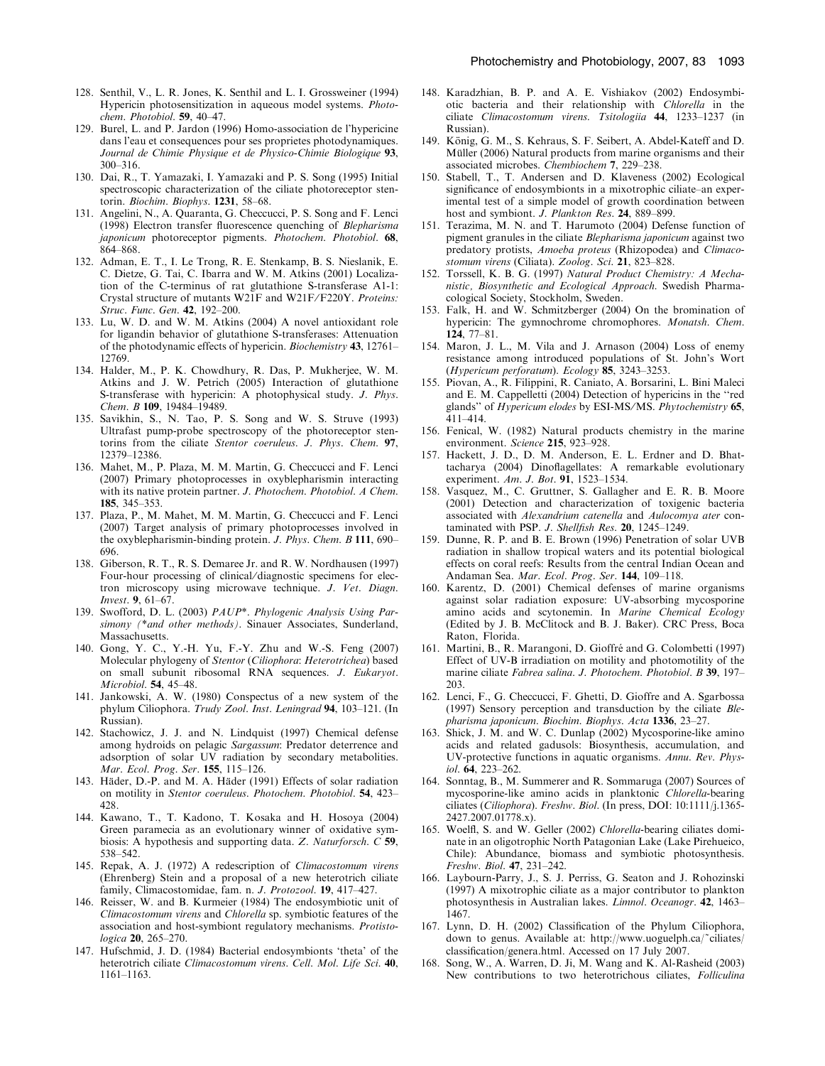128. Senthil, V., L. R. Jones, K. Senthil and L. I. Grossweiner (1994) Hypericin photosensitization in aqueous model systems. *Photochem. Photobiol.* **59**, 40–47.
129. Burel, L. and P. Jardon (1996) Homo-association de l'hypericine dans l'eau et consequences pour ses proprietes photodynamiques. *Journal de Chimie Physique et de Physico-Chimie Biologique* **93**, 300–316.
130. Dai, R., T. Yamazaki, I. Yamazaki and P. S. Song (1995) Initial spectroscopic characterization of the ciliate photoreceptor stentorin. *Biochim. Biophys.* **1231**, 58–68.
131. Angelini, N., A. Quaranta, G. Checcucci, P. S. Song and F. Lenci (1998) Electron transfer fluorescence quenching of *Blepharisma japonicum* photoreceptor pigments. *Photochem. Photobiol.* **68**, 864–868.
132. Adman, E. T., I. Le Trong, R. E. Stenkamp, B. S. Nieslanik, E. C. Dietze, G. Tai, C. Ibarra and W. M. Atkins (2001) Localization of the C-terminus of rat glutathione S-transferase A1-1: Crystal structure of mutants W21F and W21F/F220Y. *Proteins: Struc. Func. Gen.* **42**, 192–200.
133. Lu, W. D. and W. M. Atkins (2004) A novel antioxidant role for ligandin behavior of glutathione S-transferases: Attenuation of the photodynamic effects of hypericin. *Biochemistry* **43**, 12761–12769.
134. Halder, M., P. K. Chowdhury, R. Das, P. Mukherjee, W. M. Atkins and J. W. Petrich (2005) Interaction of glutathione S-transferase with hypericin: A photophysical study. *J. Phys. Chem. B* **109**, 19484–19489.
135. Savikhin, S., N. Tao, P. S. Song and W. S. Struve (1993) Ultrafast pump-probe spectroscopy of the photoreceptor stentorins from the ciliate *Stentor coeruleus*. *J. Phys. Chem.* **97**, 12379–12386.
136. Mahet, M., P. Plaza, M. M. Martin, G. Checcucci and F. Lenci (2007) Primary photoprocesses in oxyblepharismin interacting with its native protein partner. *J. Photochem. Photobiol. A Chem.* **185**, 345–353.
137. Plaza, P., M. Mahet, M. M. Martin, G. Checcucci and F. Lenci (2007) Target analysis of primary photoprocesses involved in the oxyblepharismin-binding protein. *J. Phys. Chem. B* **111**, 690–696.
138. Giberson, R. T., R. S. Demaree Jr. and R. W. Nordhausen (1997) Four-hour processing of clinical/diagnostic specimens for electron microscopy using microwave technique. *J. Vet. Diagn. Invest.* **9**, 61–67.
139. Swofford, D. L. (2003) *PAUP\*. Phylogenic Analysis Using Parsimony (\*and other methods)*. Sinauer Associates, Sunderland, Massachusetts.
140. Gong, Y. C., Y.-H. Yu, F.-Y. Zhu and W.-S. Feng (2007) Molecular phylogeny of *Stentor* (*Ciliophora*: *Heterotrichea*) based on small subunit ribosomal RNA sequences. *J. Eukaryot. Microbiol.* **54**, 45–48.
141. Jankowski, A. W. (1980) Conspectus of a new system of the phylum Ciliophora. *Trudy Zool. Inst. Leningrad* **94**, 103–121. (In Russian).
142. Stachowicz, J. J. and N. Lindquist (1997) Chemical defense among hydroids on pelagic *Sargassum*: Predator deterrence and adsorption of solar UV radiation by secondary metabolities. *Mar. Ecol. Prog. Ser.* **155**, 115–126.
143. Häder, D.-P. and M. A. Häder (1991) Effects of solar radiation on motility in *Stentor coeruleus*. *Photochem. Photobiol.* **54**, 423–428.
144. Kawano, T., T. Kadono, T. Kosaka and H. Hosoya (2004) Green paramecia as an evolutionary winner of oxidative symbiosis: A hypothesis and supporting data. *Z. Naturforsch. C* **59**, 538–542.
145. Repak, A. J. (1972) A redescription of *Climacostomum virens* (Ehrenberg) Stein and a proposal of a new heterotrich ciliate family, Climacostomidae, fam. n. *J. Protozool.* **19**, 417–427.
146. Reisser, W. and B. Kurmeier (1984) The endosymbiotic unit of *Climacostomum virens* and *Chlorella* sp. symbiotic features of the association and host-symbiont regulatory mechanisms. *Protistologica* **20**, 265–270.
147. Hufschmid, J. D. (1984) Bacterial endosymbionts 'theta' of the heterotrich ciliate *Climacostomum virens*. *Cell. Mol. Life Sci.* **40**, 1161–1163.
148. Karadzhian, B. P. and A. E. Vishiakov (2002) Endosymbiotic bacteria and their relationship with *Chlorella* in the ciliate *Climacostomum virens*. *Tsitologiia* **44**, 1233–1237 (in Russian).
149. König, G. M., S. Kehraus, S. F. Seibert, A. Abdel-Kateff and D. Müller (2006) Natural products from marine organisms and their associated microbes. *Chembiochem* **7**, 229–238.
150. Stabell, T., T. Andersen and D. Klaveness (2002) Ecological significance of endosymbionts in a mixotrophic ciliate–an experimental test of a simple model of growth coordination between host and symbiont. *J. Plankton Res.* **24**, 889–899.
151. Terazima, M. N. and T. Harumoto (2004) Defense function of pigment granules in the ciliate *Blepharisma japonicum* against two predatory protists, *Amoeba proteus* (Rhizopodea) and *Climacostomum virens* (Ciliata). *Zoolog. Sci.* **21**, 823–828.
152. Torssell, K. B. G. (1997) *Natural Product Chemistry: A Mechanistic, Biosynthetic and Ecological Approach.* Swedish Pharmacological Society, Stockholm, Sweden.
153. Falk, H. and W. Schmitzberger (2004) On the bromination of hypericin: The gymnochrome chromophores. *Monatsh. Chem.* **124**, 77–81.
154. Maron, J. L., M. Vila and J. Arnason (2004) Loss of enemy resistance among introduced populations of St. John's Wort (*Hypericum perforatum*). *Ecology* **85**, 3243–3253.
155. Piovan, A., R. Filippini, R. Caniato, A. Borsarini, L. Bini Maleci and E. M. Cappelletti (2004) Detection of hypericins in the "red glands" of *Hypericum elodes* by ESI-MS/MS. *Phytochemistry* **65**, 411–414.
156. Fenical, W. (1982) Natural products chemistry in the marine environment. *Science* **215**, 923–928.
157. Hackett, J. D., D. M. Anderson, E. L. Erdner and D. Bhattacharya (2004) Dinoflagellates: A remarkable evolutionary experiment. *Am. J. Bot.* **91**, 1523–1534.
158. Vasquez, M., C. Gruttner, S. Gallagher and E. R. B. Moore (2001) Detection and characterization of toxigenic bacteria associated with *Alexandrium catenella* and *Aulocomya ater* contaminated with PSP. *J. Shellfish Res.* **20**, 1245–1249.
159. Dunne, R. P. and B. E. Brown (1996) Penetration of solar UVB radiation in shallow tropical waters and its potential biological effects on coral reefs: Results from the central Indian Ocean and Andaman Sea. *Mar. Ecol. Prog. Ser.* **144**, 109–118.
160. Karentz, D. (2001) Chemical defenses of marine organisms against solar radiation exposure: UV-absorbing mycosporine amino acids and scytonemin. In *Marine Chemical Ecology* (Edited by J. B. McClitock and B. J. Baker). CRC Press, Boca Raton, Florida.
161. Martini, B., R. Marangoni, D. Gioffré and G. Colombetti (1997) Effect of UV-B irradiation on motility and photomotility of the marine ciliate *Fabrea salina*. *J. Photochem. Photobiol. B* **39**, 197–203.
162. Lenci, F., G. Checcucci, F. Ghetti, D. Gioffre and A. Sgarbossa (1997) Sensory perception and transduction by the ciliate *Blepharisma japonicum*. *Biochim. Biophys. Acta* **1336**, 23–27.
163. Shick, J. M. and W. C. Dunlap (2002) Mycosporine-like amino acids and related gadusols: Biosynthesis, accumulation, and UV-protective functions in aquatic organisms. *Annu. Rev. Physiol.* **64**, 223–262.
164. Sonntag, B., M. Summerer and R. Sommaruga (2007) Sources of mycosporine-like amino acids in planktonic *Chlorella*-bearing ciliates (*Ciliophora*). *Freshw. Biol.* (In press, DOI: 10:1111/j.1365-2427.2007.01778.x).
165. Woelfl, S. and W. Geller (2002) *Chlorella*-bearing ciliates dominate in an oligotrophic North Patagonian Lake (Lake Pirehueico, Chile): Abundance, biomass and symbiotic photosynthesis. *Freshw. Biol.* **47**, 231–242.
166. Laybourn-Parry, J., S. J. Perriss, G. Seaton and J. Rohozinski (1997) A mixotrophic ciliate as a major contributor to plankton photosynthesis in Australian lakes. *Limnol. Oceanogr.* **42**, 1463–1467.
167. Lynn, D. H. (2002) Classification of the Phylum Ciliophora, down to genus. Available at: http://www.uoguelph.ca/~ciliates/classification/genera.html. Accessed on 17 July 2007.
168. Song, W., A. Warren, D. Ji, M. Wang and K. Al-Rasheid (2003) New contributions to two heterotrichous ciliates, *Folliculina*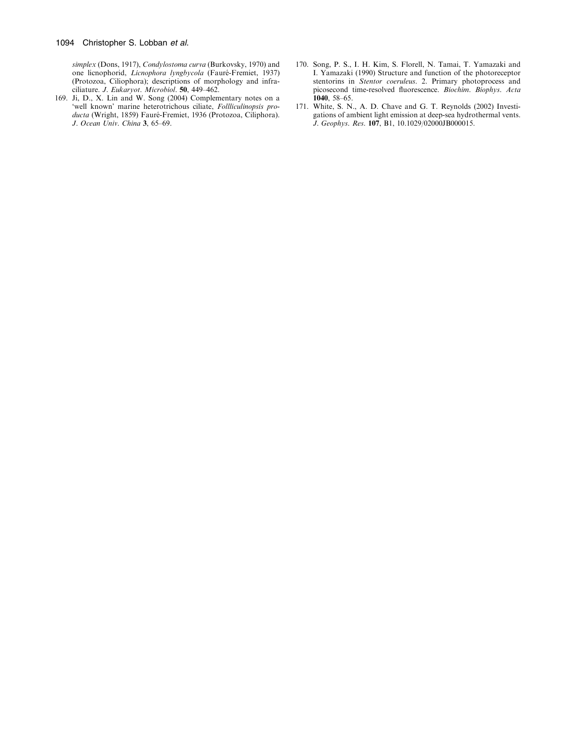simplex (Dons, 1917), *Condylostoma curva* (Burkovsky, 1970) and one licnophorid, *Licnophora lyngbycola* (Fauré-Fremiet, 1937) (Protozoa, Ciliophora); descriptions of morphology and infraciliature. *J. Eukaryot. Microbiol.* **50**, 449–462.

169. Ji, D., X. Lin and W. Song (2004) Complementary notes on a 'well known' marine heterotrichous ciliate, *Follliculinopsis producta* (Wright, 1859) Fauré-Fremiet, 1936 (Protozoa, Ciliphora). *J. Ocean Univ. China* **3**, 65–69.

170. Song, P. S., I. H. Kim, S. Florell, N. Tamai, T. Yamazaki and I. Yamazaki (1990) Structure and function of the photoreceptor stentorins in *Stentor coeruleus*. 2. Primary photoprocess and picosecond time-resolved fluorescence. *Biochim. Biophys. Acta* **1040**, 58–65.

171. White, S. N., A. D. Chave and G. T. Reynolds (2002) Investigations of ambient light emission at deep-sea hydrothermal vents. *J. Geophys. Res.* **107**, B1, 10.1029/02000JB000015.